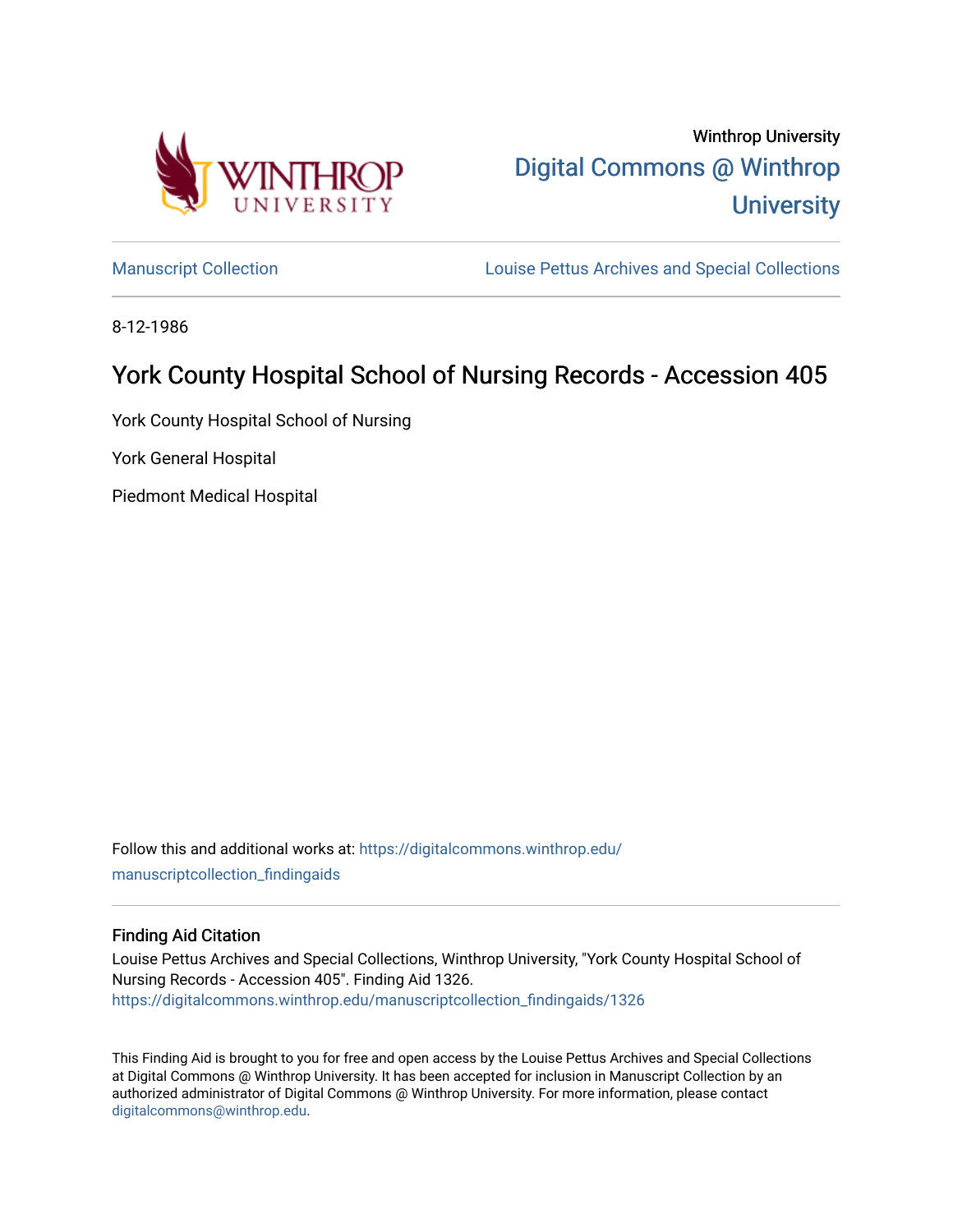Winthrop University

# Digital Commons @ Winthrop University

Manuscript Collection | Louise Pettus Archives and Special Collections

8-12-1986

## York County Hospital School of Nursing Records - Accession 405

York County Hospital School of Nursing

York General Hospital

Piedmont Medical Hospital

Follow this and additional works at: https://digitalcommons.winthrop.edu/manuscriptcollection_findingaids

### Finding Aid Citation

Louise Pettus Archives and Special Collections, Winthrop University, "York County Hospital School of Nursing Records - Accession 405". Finding Aid 1326.
https://digitalcommons.winthrop.edu/manuscriptcollection_findingaids/1326

This Finding Aid is brought to you for free and open access by the Louise Pettus Archives and Special Collections at Digital Commons @ Winthrop University. It has been accepted for inclusion in Manuscript Collection by an authorized administrator of Digital Commons @ Winthrop University. For more information, please contact digitalcommons@winthrop.edu.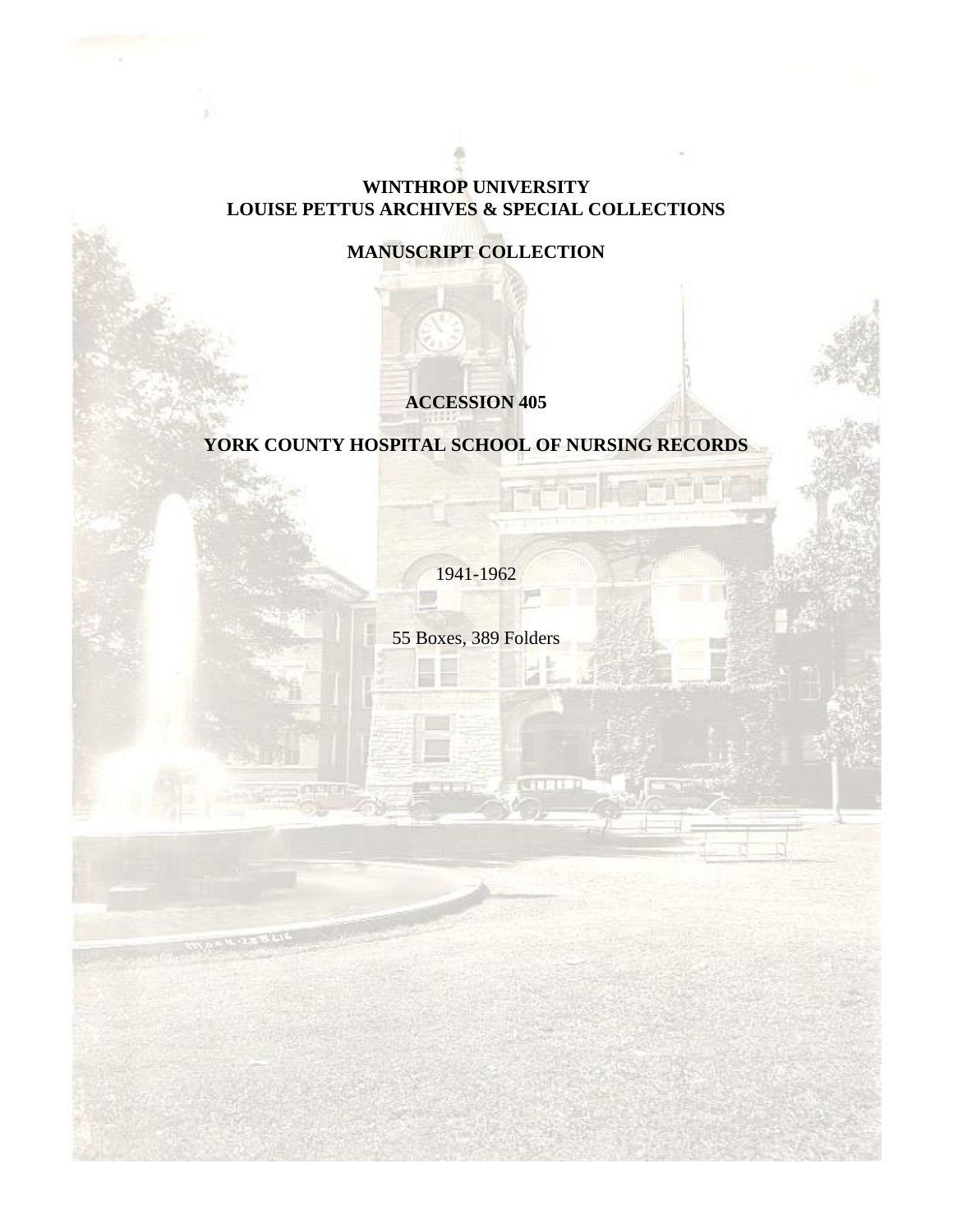**WINTHROP UNIVERSITY**
**LOUISE PETTUS ARCHIVES & SPECIAL COLLECTIONS**

**MANUSCRIPT COLLECTION**

**ACCESSION 405**

**YORK COUNTY HOSPITAL SCHOOL OF NURSING RECORDS**

1941-1962

55 Boxes, 389 Folders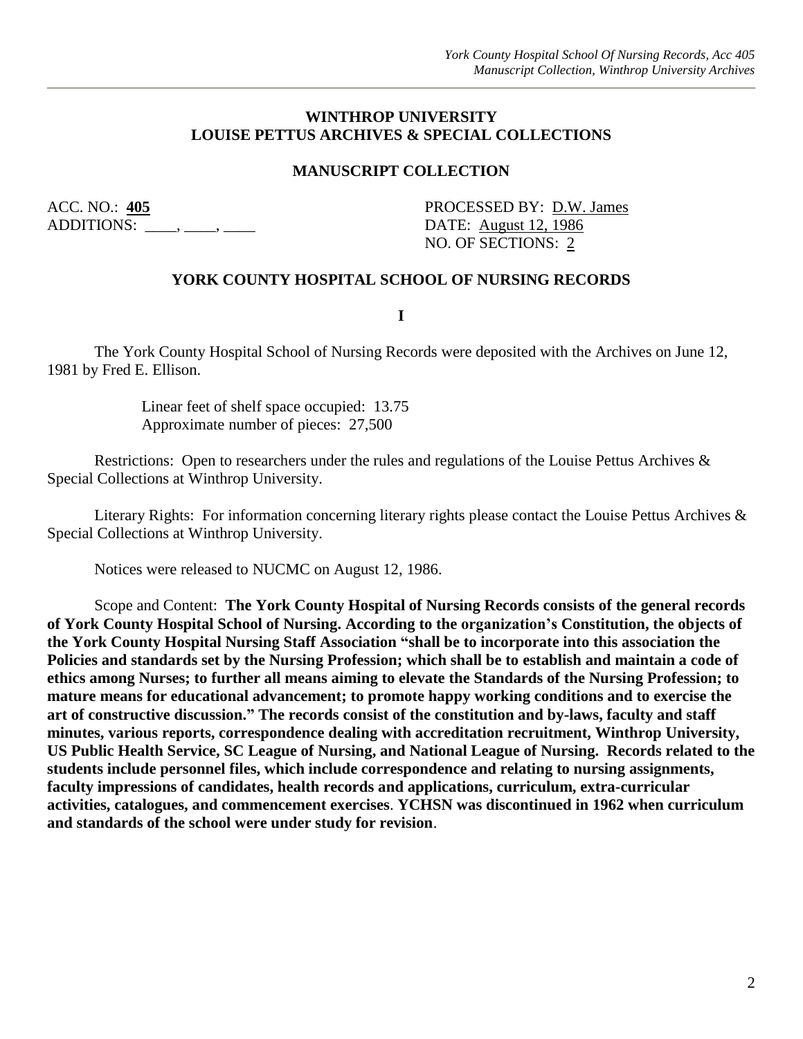**WINTHROP UNIVERSITY**
**LOUISE PETTUS ARCHIVES & SPECIAL COLLECTIONS**

**MANUSCRIPT COLLECTION**

ACC. NO.: **405**
ADDITIONS: ____, ____, ____

PROCESSED BY: D.W. James
DATE: August 12, 1986
NO. OF SECTIONS: 2

**YORK COUNTY HOSPITAL SCHOOL OF NURSING RECORDS**

**I**

The York County Hospital School of Nursing Records were deposited with the Archives on June 12, 1981 by Fred E. Ellison.

Linear feet of shelf space occupied: 13.75
Approximate number of pieces: 27,500

Restrictions: Open to researchers under the rules and regulations of the Louise Pettus Archives & Special Collections at Winthrop University.

Literary Rights: For information concerning literary rights please contact the Louise Pettus Archives & Special Collections at Winthrop University.

Notices were released to NUCMC on August 12, 1986.

Scope and Content: **The York County Hospital of Nursing Records consists of the general records of York County Hospital School of Nursing. According to the organization's Constitution, the objects of the York County Hospital Nursing Staff Association "shall be to incorporate into this association the Policies and standards set by the Nursing Profession; which shall be to establish and maintain a code of ethics among Nurses; to further all means aiming to elevate the Standards of the Nursing Profession; to mature means for educational advancement; to promote happy working conditions and to exercise the art of constructive discussion." The records consist of the constitution and by-laws, faculty and staff minutes, various reports, correspondence dealing with accreditation recruitment, Winthrop University, US Public Health Service, SC League of Nursing, and National League of Nursing. Records related to the students include personnel files, which include correspondence and relating to nursing assignments, faculty impressions of candidates, health records and applications, curriculum, extra-curricular activities, catalogues, and commencement exercises**. **YCHSN was discontinued in 1962 when curriculum and standards of the school were under study for revision**.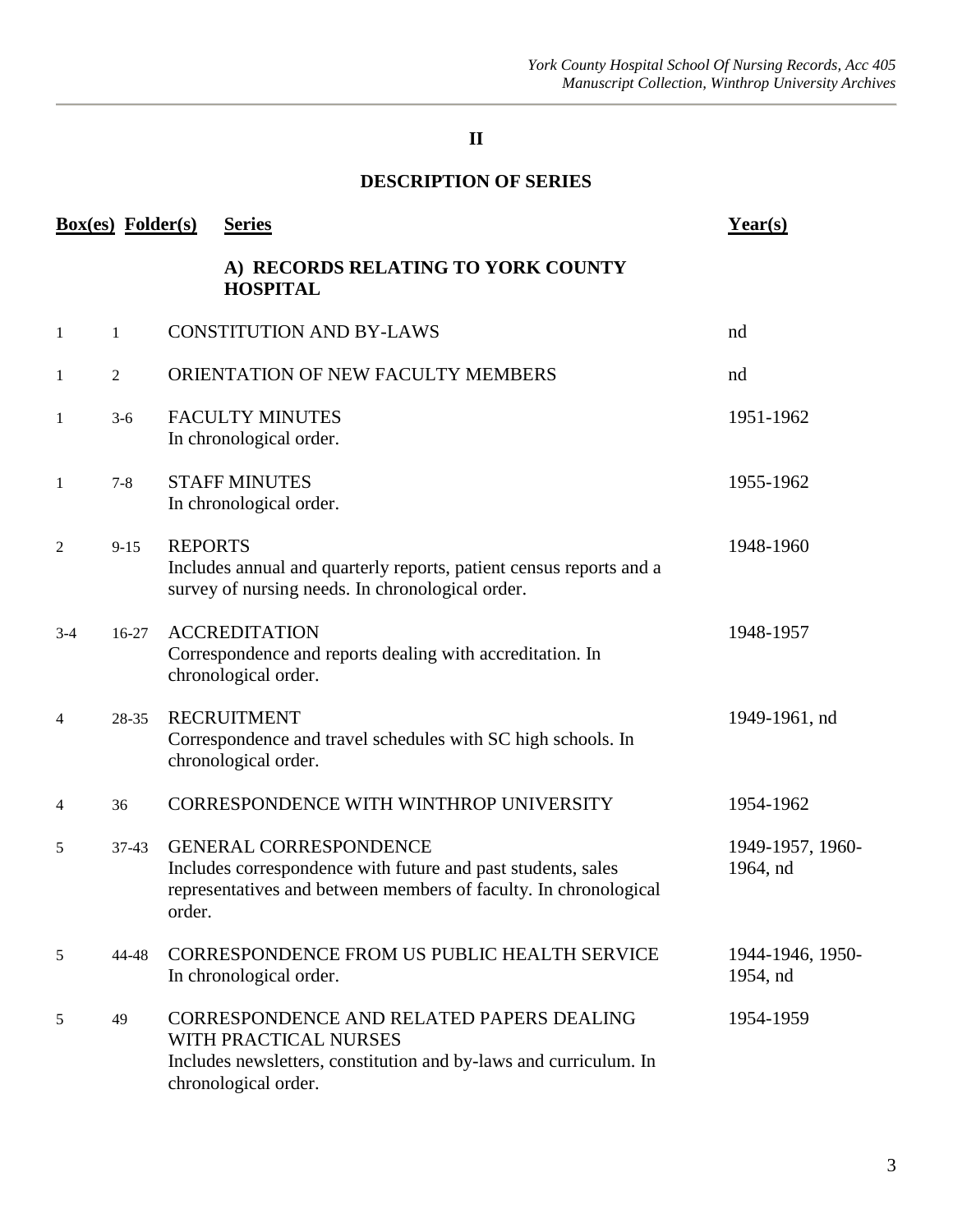## II

## DESCRIPTION OF SERIES

| Box(es) | Folder(s) | Series | Year(s) |
|---|---|---|---|
| | | **A) RECORDS RELATING TO YORK COUNTY HOSPITAL** | |
| 1 | 1 | CONSTITUTION AND BY-LAWS | nd |
| 1 | 2 | ORIENTATION OF NEW FACULTY MEMBERS | nd |
| 1 | 3-6 | FACULTY MINUTES<br>In chronological order. | 1951-1962 |
| 1 | 7-8 | STAFF MINUTES<br>In chronological order. | 1955-1962 |
| 2 | 9-15 | REPORTS<br>Includes annual and quarterly reports, patient census reports and a survey of nursing needs. In chronological order. | 1948-1960 |
| 3-4 | 16-27 | ACCREDITATION<br>Correspondence and reports dealing with accreditation. In chronological order. | 1948-1957 |
| 4 | 28-35 | RECRUITMENT<br>Correspondence and travel schedules with SC high schools. In chronological order. | 1949-1961, nd |
| 4 | 36 | CORRESPONDENCE WITH WINTHROP UNIVERSITY | 1954-1962 |
| 5 | 37-43 | GENERAL CORRESPONDENCE<br>Includes correspondence with future and past students, sales representatives and between members of faculty. In chronological order. | 1949-1957, 1960-1964, nd |
| 5 | 44-48 | CORRESPONDENCE FROM US PUBLIC HEALTH SERVICE<br>In chronological order. | 1944-1946, 1950-1954, nd |
| 5 | 49 | CORRESPONDENCE AND RELATED PAPERS DEALING WITH PRACTICAL NURSES<br>Includes newsletters, constitution and by-laws and curriculum. In chronological order. | 1954-1959 |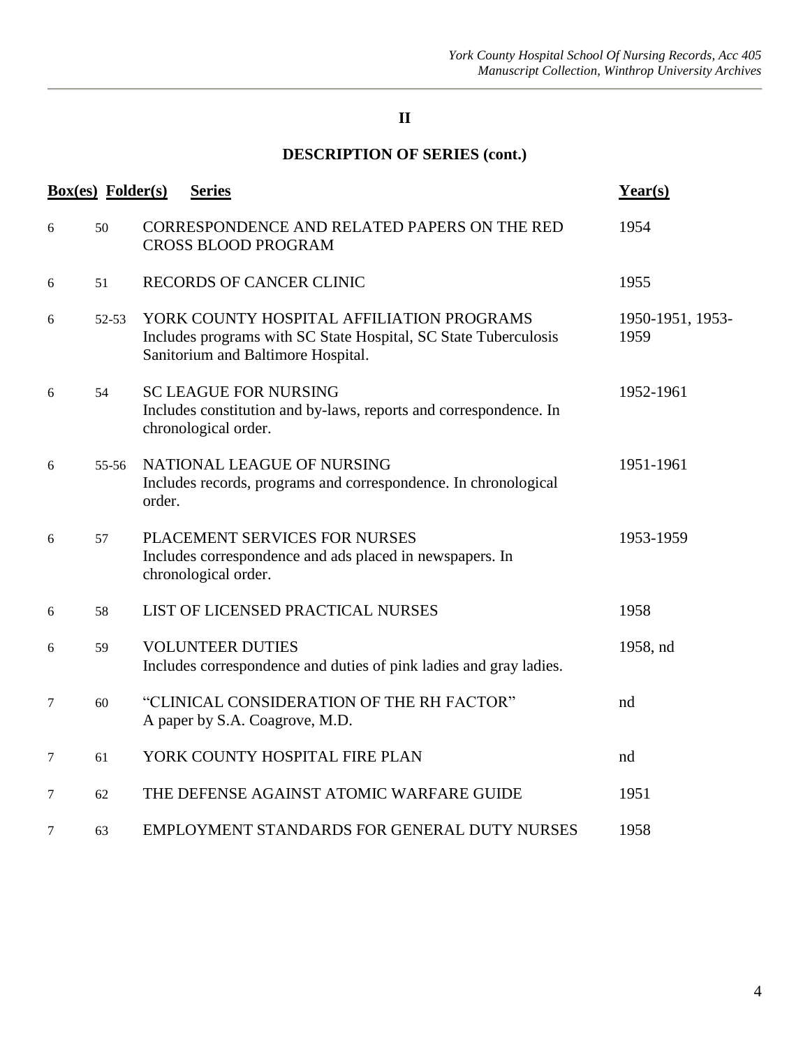## II

## DESCRIPTION OF SERIES (cont.)

| Box(es) | Folder(s) | Series | Year(s) |
|---|---|---|---|
| 6 | 50 | CORRESPONDENCE AND RELATED PAPERS ON THE RED CROSS BLOOD PROGRAM | 1954 |
| 6 | 51 | RECORDS OF CANCER CLINIC | 1955 |
| 6 | 52-53 | YORK COUNTY HOSPITAL AFFILIATION PROGRAMS<br>Includes programs with SC State Hospital, SC State Tuberculosis Sanitorium and Baltimore Hospital. | 1950-1951, 1953-1959 |
| 6 | 54 | SC LEAGUE FOR NURSING<br>Includes constitution and by-laws, reports and correspondence. In chronological order. | 1952-1961 |
| 6 | 55-56 | NATIONAL LEAGUE OF NURSING<br>Includes records, programs and correspondence. In chronological order. | 1951-1961 |
| 6 | 57 | PLACEMENT SERVICES FOR NURSES<br>Includes correspondence and ads placed in newspapers. In chronological order. | 1953-1959 |
| 6 | 58 | LIST OF LICENSED PRACTICAL NURSES | 1958 |
| 6 | 59 | VOLUNTEER DUTIES<br>Includes correspondence and duties of pink ladies and gray ladies. | 1958, nd |
| 7 | 60 | "CLINICAL CONSIDERATION OF THE RH FACTOR"<br>A paper by S.A. Coagrove, M.D. | nd |
| 7 | 61 | YORK COUNTY HOSPITAL FIRE PLAN | nd |
| 7 | 62 | THE DEFENSE AGAINST ATOMIC WARFARE GUIDE | 1951 |
| 7 | 63 | EMPLOYMENT STANDARDS FOR GENERAL DUTY NURSES | 1958 |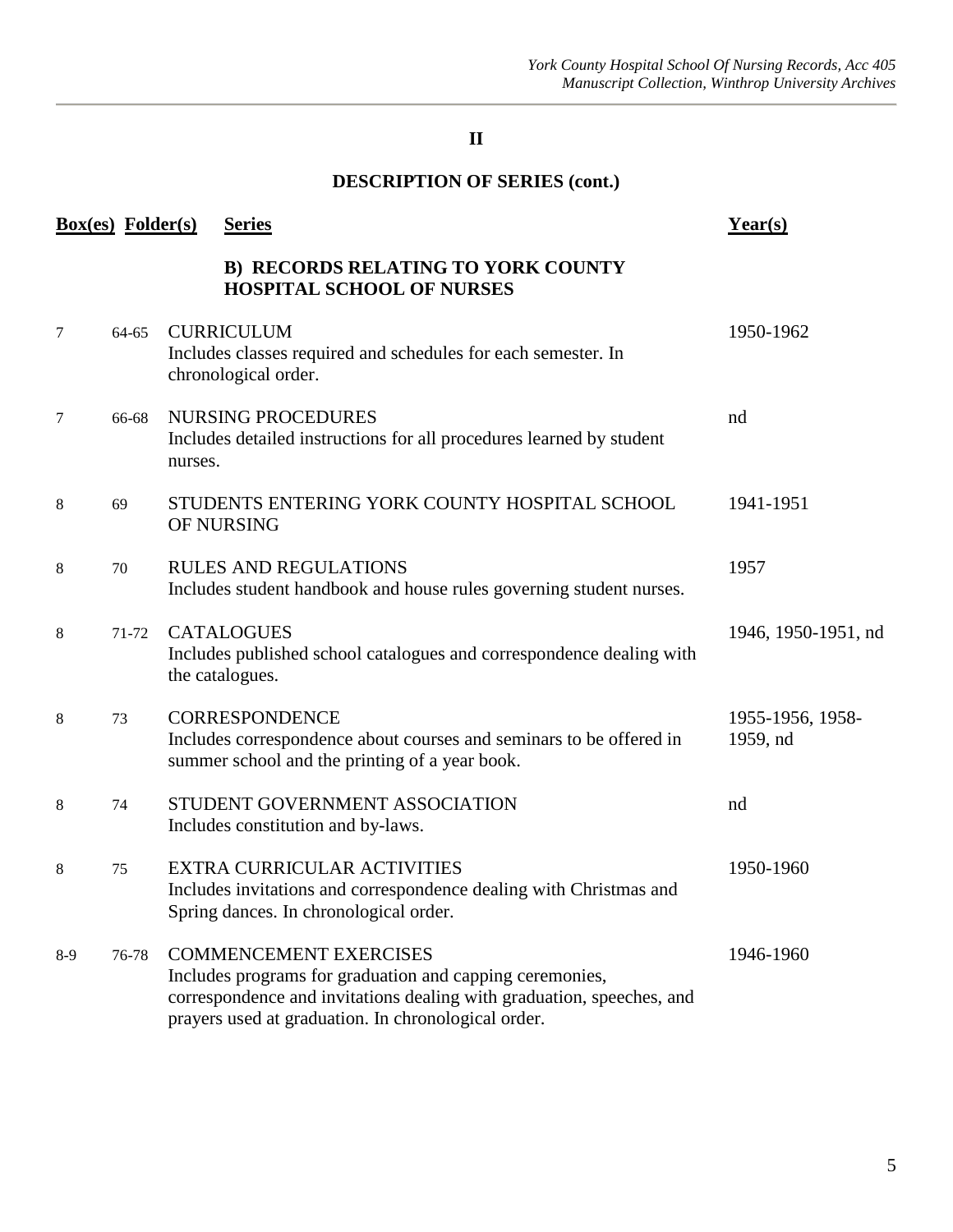## II

## DESCRIPTION OF SERIES (cont.)

| Box(es) | Folder(s) | Series | Year(s) |
|---|---|---|---|
| | | **B) RECORDS RELATING TO YORK COUNTY HOSPITAL SCHOOL OF NURSES** | |
| 7 | 64-65 | CURRICULUM<br>Includes classes required and schedules for each semester. In chronological order. | 1950-1962 |
| 7 | 66-68 | NURSING PROCEDURES<br>Includes detailed instructions for all procedures learned by student nurses. | nd |
| 8 | 69 | STUDENTS ENTERING YORK COUNTY HOSPITAL SCHOOL OF NURSING | 1941-1951 |
| 8 | 70 | RULES AND REGULATIONS<br>Includes student handbook and house rules governing student nurses. | 1957 |
| 8 | 71-72 | CATALOGUES<br>Includes published school catalogues and correspondence dealing with the catalogues. | 1946, 1950-1951, nd |
| 8 | 73 | CORRESPONDENCE<br>Includes correspondence about courses and seminars to be offered in summer school and the printing of a year book. | 1955-1956, 1958-1959, nd |
| 8 | 74 | STUDENT GOVERNMENT ASSOCIATION<br>Includes constitution and by-laws. | nd |
| 8 | 75 | EXTRA CURRICULAR ACTIVITIES<br>Includes invitations and correspondence dealing with Christmas and Spring dances. In chronological order. | 1950-1960 |
| 8-9 | 76-78 | COMMENCEMENT EXERCISES<br>Includes programs for graduation and capping ceremonies, correspondence and invitations dealing with graduation, speeches, and prayers used at graduation. In chronological order. | 1946-1960 |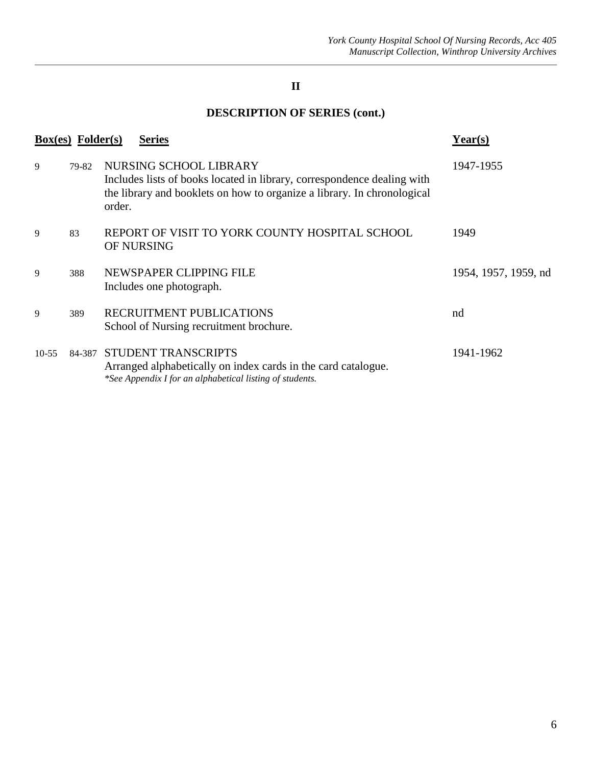## II

## DESCRIPTION OF SERIES (cont.)

| Box(es) | Folder(s) | Series | Year(s) |
|---|---|---|---|
| 9 | 79-82 | NURSING SCHOOL LIBRARY<br>Includes lists of books located in library, correspondence dealing with the library and booklets on how to organize a library. In chronological order. | 1947-1955 |
| 9 | 83 | REPORT OF VISIT TO YORK COUNTY HOSPITAL SCHOOL OF NURSING | 1949 |
| 9 | 388 | NEWSPAPER CLIPPING FILE<br>Includes one photograph. | 1954, 1957, 1959, nd |
| 9 | 389 | RECRUITMENT PUBLICATIONS<br>School of Nursing recruitment brochure. | nd |
| 10-55 | 84-387 | STUDENT TRANSCRIPTS<br>Arranged alphabetically on index cards in the card catalogue.<br>*\*See Appendix I for an alphabetical listing of students.* | 1941-1962 |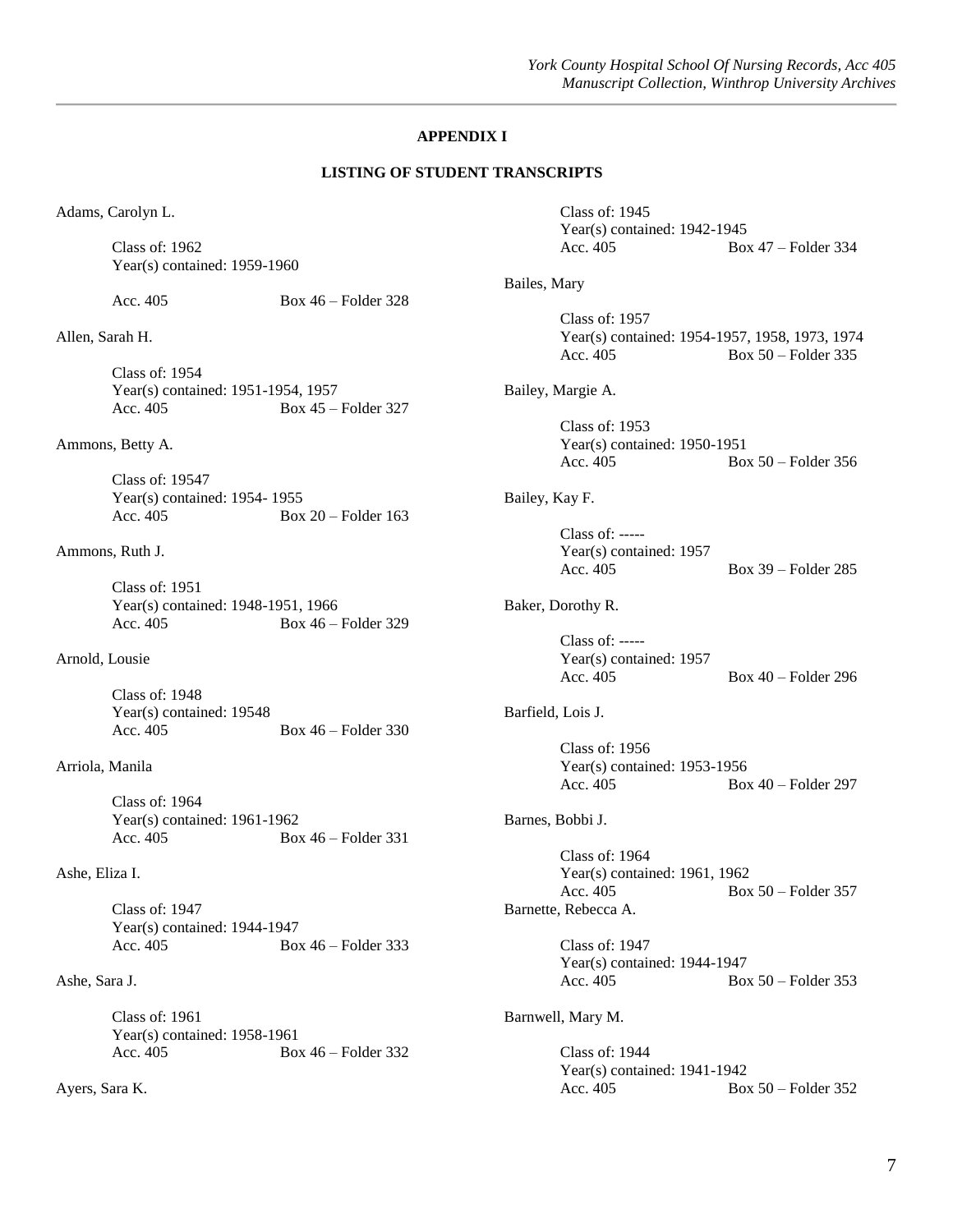## APPENDIX I

### LISTING OF STUDENT TRANSCRIPTS

Adams, Carolyn L.

Class of: 1962
Year(s) contained: 1959-1960

Acc. 405 Box 46 – Folder 328

Allen, Sarah H.

Class of: 1954
Year(s) contained: 1951-1954, 1957
Acc. 405 Box 45 – Folder 327

Ammons, Betty A.

Class of: 19547
Year(s) contained: 1954- 1955
Acc. 405 Box 20 – Folder 163

Ammons, Ruth J.

Class of: 1951
Year(s) contained: 1948-1951, 1966
Acc. 405 Box 46 – Folder 329

Arnold, Lousie

Class of: 1948
Year(s) contained: 19548
Acc. 405 Box 46 – Folder 330

Arriola, Manila

Class of: 1964
Year(s) contained: 1961-1962
Acc. 405 Box 46 – Folder 331

Ashe, Eliza I.

Class of: 1947
Year(s) contained: 1944-1947
Acc. 405 Box 46 – Folder 333

Ashe, Sara J.

Class of: 1961
Year(s) contained: 1958-1961
Acc. 405 Box 46 – Folder 332

Ayers, Sara K.

Class of: 1945
Year(s) contained: 1942-1945
Acc. 405 Box 47 – Folder 334

Bailes, Mary

Class of: 1957
Year(s) contained: 1954-1957, 1958, 1973, 1974
Acc. 405 Box 50 – Folder 335

Bailey, Margie A.

Class of: 1953
Year(s) contained: 1950-1951
Acc. 405 Box 50 – Folder 356

Bailey, Kay F.

Class of: -----
Year(s) contained: 1957
Acc. 405 Box 39 – Folder 285

Baker, Dorothy R.

Class of: -----
Year(s) contained: 1957
Acc. 405 Box 40 – Folder 296

Barfield, Lois J.

Class of: 1956
Year(s) contained: 1953-1956
Acc. 405 Box 40 – Folder 297

Barnes, Bobbi J.

Class of: 1964
Year(s) contained: 1961, 1962
Acc. 405 Box 50 – Folder 357

Barnette, Rebecca A.

Class of: 1947
Year(s) contained: 1944-1947
Acc. 405 Box 50 – Folder 353

Barnwell, Mary M.

Class of: 1944
Year(s) contained: 1941-1942
Acc. 405 Box 50 – Folder 352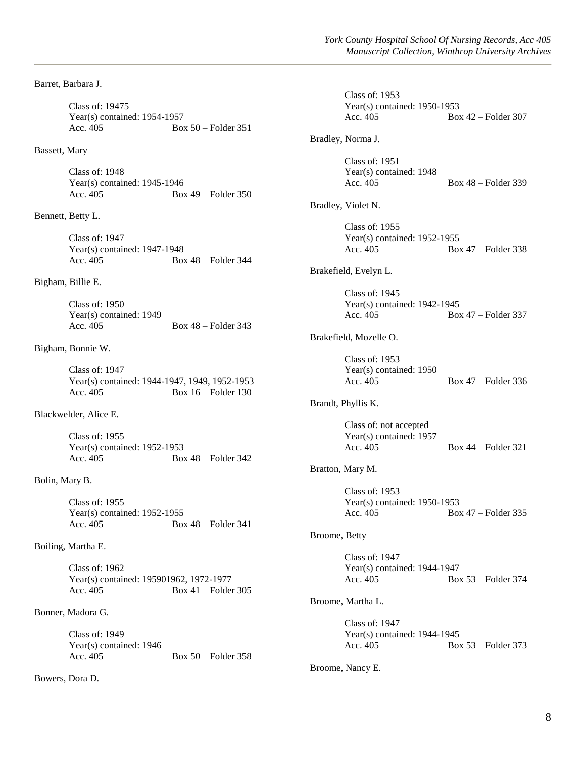Barret, Barbara J.

Class of: 19475
Year(s) contained: 1954-1957
Acc. 405 Box 50 – Folder 351

Bassett, Mary

Class of: 1948
Year(s) contained: 1945-1946
Acc. 405 Box 49 – Folder 350

Bennett, Betty L.

Class of: 1947
Year(s) contained: 1947-1948
Acc. 405 Box 48 – Folder 344

Bigham, Billie E.

Class of: 1950
Year(s) contained: 1949
Acc. 405 Box 48 – Folder 343

Bigham, Bonnie W.

Class of: 1947
Year(s) contained: 1944-1947, 1949, 1952-1953
Acc. 405 Box 16 – Folder 130

Blackwelder, Alice E.

Class of: 1955
Year(s) contained: 1952-1953
Acc. 405 Box 48 – Folder 342

Bolin, Mary B.

Class of: 1955
Year(s) contained: 1952-1955
Acc. 405 Box 48 – Folder 341

Boiling, Martha E.

Class of: 1962
Year(s) contained: 195901962, 1972-1977
Acc. 405 Box 41 – Folder 305

Bonner, Madora G.

Class of: 1949
Year(s) contained: 1946
Acc. 405 Box 50 – Folder 358

Bowers, Dora D.

Class of: 1953
Year(s) contained: 1950-1953
Acc. 405 Box 42 – Folder 307

Bradley, Norma J.

Class of: 1951
Year(s) contained: 1948
Acc. 405 Box 48 – Folder 339

Bradley, Violet N.

Class of: 1955
Year(s) contained: 1952-1955
Acc. 405 Box 47 – Folder 338

Brakefield, Evelyn L.

Class of: 1945
Year(s) contained: 1942-1945
Acc. 405 Box 47 – Folder 337

Brakefield, Mozelle O.

Class of: 1953
Year(s) contained: 1950
Acc. 405 Box 47 – Folder 336

Brandt, Phyllis K.

Class of: not accepted
Year(s) contained: 1957
Acc. 405 Box 44 – Folder 321

Bratton, Mary M.

Class of: 1953
Year(s) contained: 1950-1953
Acc. 405 Box 47 – Folder 335

Broome, Betty

Class of: 1947
Year(s) contained: 1944-1947
Acc. 405 Box 53 – Folder 374

Broome, Martha L.

Class of: 1947
Year(s) contained: 1944-1945
Acc. 405 Box 53 – Folder 373

Broome, Nancy E.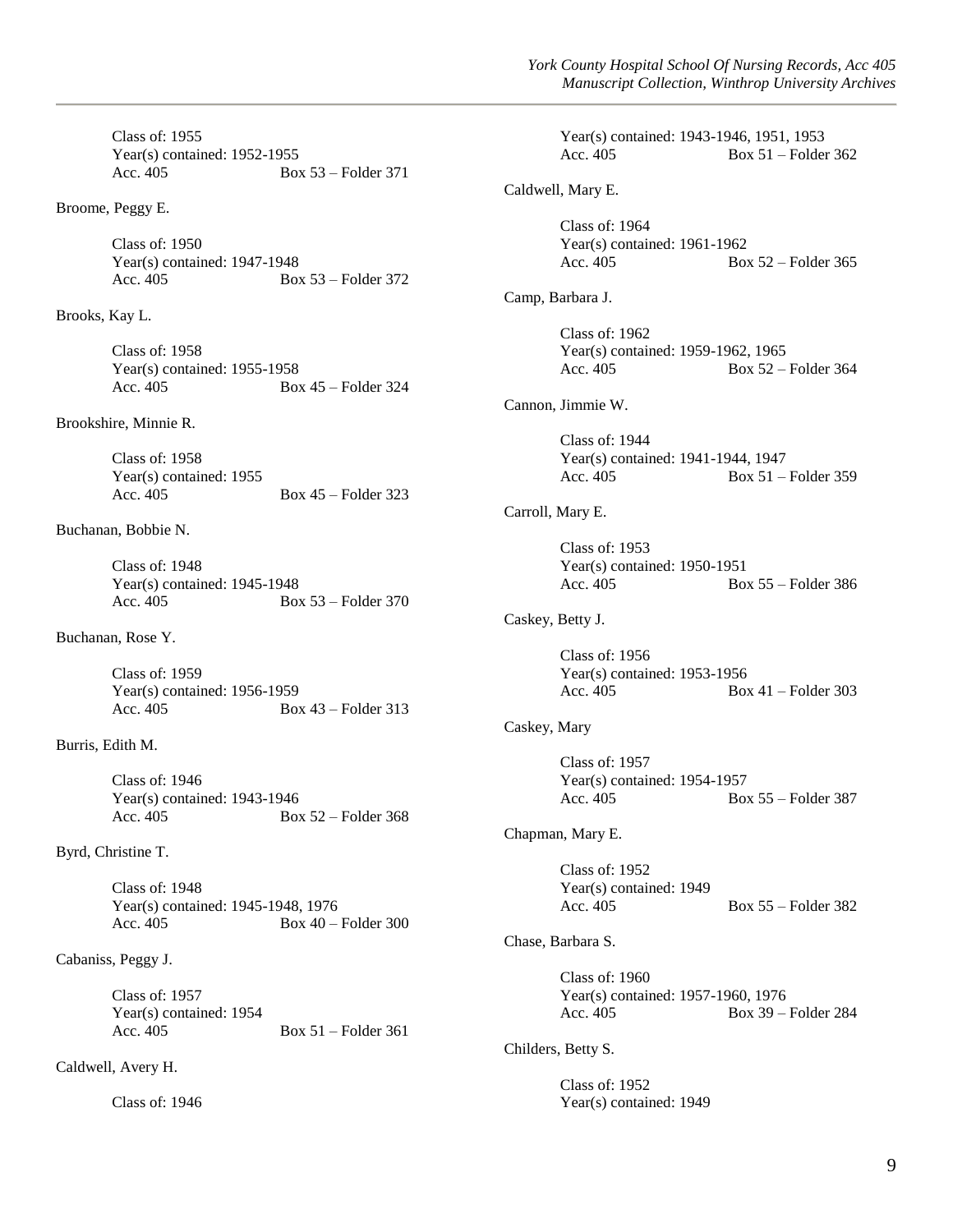Class of: 1955
Year(s) contained: 1952-1955
Acc. 405 Box 53 – Folder 371

Broome, Peggy E.

Class of: 1950
Year(s) contained: 1947-1948
Acc. 405 Box 53 – Folder 372

Brooks, Kay L.

Class of: 1958
Year(s) contained: 1955-1958
Acc. 405 Box 45 – Folder 324

Brookshire, Minnie R.

Class of: 1958
Year(s) contained: 1955
Acc. 405 Box 45 – Folder 323

Buchanan, Bobbie N.

Class of: 1948
Year(s) contained: 1945-1948
Acc. 405 Box 53 – Folder 370

Buchanan, Rose Y.

Class of: 1959
Year(s) contained: 1956-1959
Acc. 405 Box 43 – Folder 313

Burris, Edith M.

Class of: 1946
Year(s) contained: 1943-1946
Acc. 405 Box 52 – Folder 368

Byrd, Christine T.

Class of: 1948
Year(s) contained: 1945-1948, 1976
Acc. 405 Box 40 – Folder 300

Cabaniss, Peggy J.

Class of: 1957
Year(s) contained: 1954
Acc. 405 Box 51 – Folder 361

Caldwell, Avery H.

Class of: 1946
Year(s) contained: 1943-1946, 1951, 1953
Acc. 405 Box 51 – Folder 362

Caldwell, Mary E.

Class of: 1964
Year(s) contained: 1961-1962
Acc. 405 Box 52 – Folder 365

Camp, Barbara J.

Class of: 1962
Year(s) contained: 1959-1962, 1965
Acc. 405 Box 52 – Folder 364

Cannon, Jimmie W.

Class of: 1944
Year(s) contained: 1941-1944, 1947
Acc. 405 Box 51 – Folder 359

Carroll, Mary E.

Class of: 1953
Year(s) contained: 1950-1951
Acc. 405 Box 55 – Folder 386

Caskey, Betty J.

Class of: 1956
Year(s) contained: 1953-1956
Acc. 405 Box 41 – Folder 303

Caskey, Mary

Class of: 1957
Year(s) contained: 1954-1957
Acc. 405 Box 55 – Folder 387

Chapman, Mary E.

Class of: 1952
Year(s) contained: 1949
Acc. 405 Box 55 – Folder 382

Chase, Barbara S.

Class of: 1960
Year(s) contained: 1957-1960, 1976
Acc. 405 Box 39 – Folder 284

Childers, Betty S.

Class of: 1952
Year(s) contained: 1949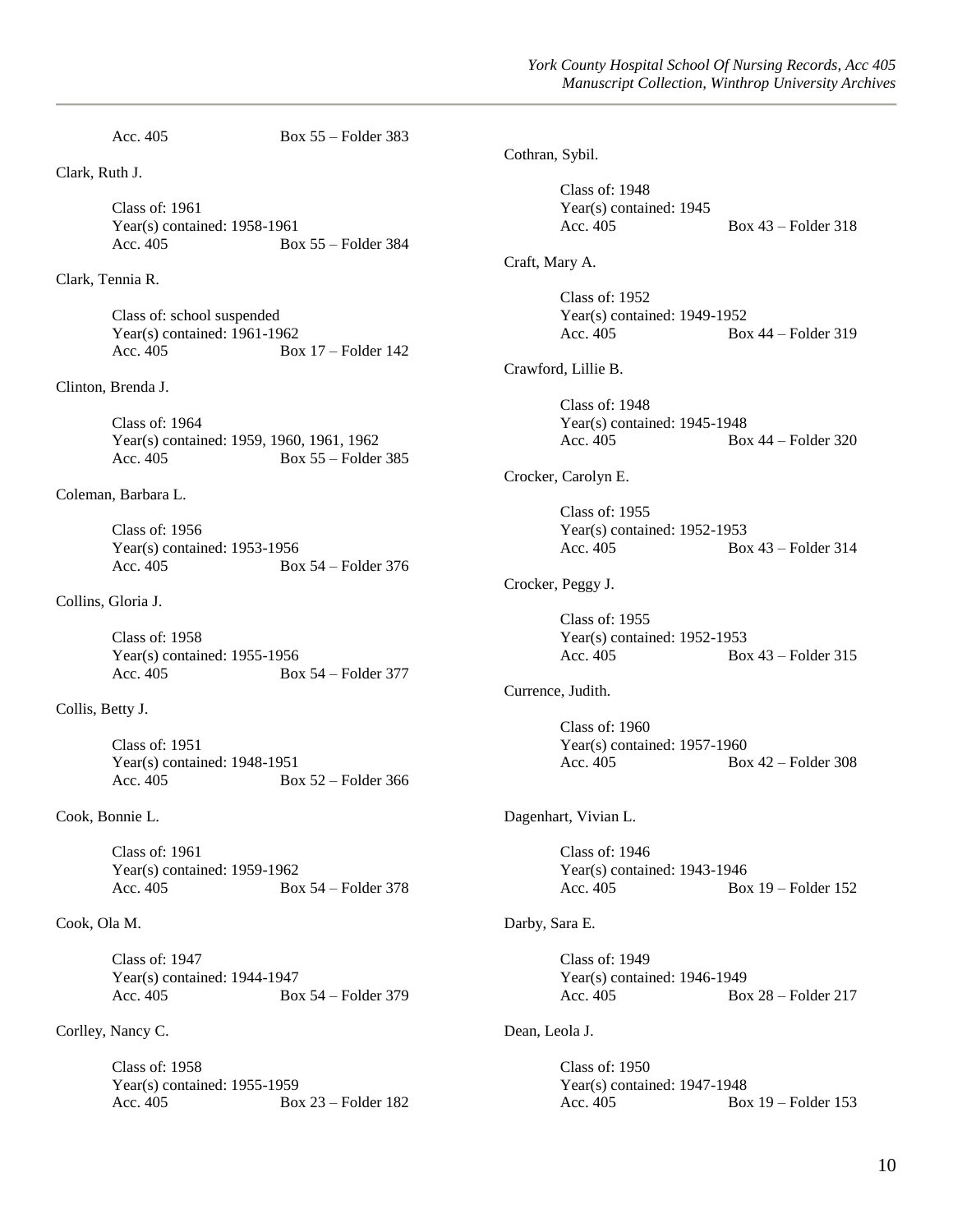Acc. 405 Box 55 – Folder 383

Clark, Ruth J.

Class of: 1961
Year(s) contained: 1958-1961
Acc. 405 Box 55 – Folder 384

Clark, Tennia R.

Class of: school suspended
Year(s) contained: 1961-1962
Acc. 405 Box 17 – Folder 142

Clinton, Brenda J.

Class of: 1964
Year(s) contained: 1959, 1960, 1961, 1962
Acc. 405 Box 55 – Folder 385

Coleman, Barbara L.

Class of: 1956
Year(s) contained: 1953-1956
Acc. 405 Box 54 – Folder 376

Collins, Gloria J.

Class of: 1958
Year(s) contained: 1955-1956
Acc. 405 Box 54 – Folder 377

Collis, Betty J.

Class of: 1951
Year(s) contained: 1948-1951
Acc. 405 Box 52 – Folder 366

Cook, Bonnie L.

Class of: 1961
Year(s) contained: 1959-1962
Acc. 405 Box 54 – Folder 378

Cook, Ola M.

Class of: 1947
Year(s) contained: 1944-1947
Acc. 405 Box 54 – Folder 379

Corlley, Nancy C.

Class of: 1958
Year(s) contained: 1955-1959
Acc. 405 Box 23 – Folder 182

Cothran, Sybil.

Class of: 1948
Year(s) contained: 1945
Acc. 405 Box 43 – Folder 318

Craft, Mary A.

Class of: 1952
Year(s) contained: 1949-1952
Acc. 405 Box 44 – Folder 319

Crawford, Lillie B.

Class of: 1948
Year(s) contained: 1945-1948
Acc. 405 Box 44 – Folder 320

Crocker, Carolyn E.

Class of: 1955
Year(s) contained: 1952-1953
Acc. 405 Box 43 – Folder 314

Crocker, Peggy J.

Class of: 1955
Year(s) contained: 1952-1953
Acc. 405 Box 43 – Folder 315

Currence, Judith.

Class of: 1960
Year(s) contained: 1957-1960
Acc. 405 Box 42 – Folder 308

Dagenhart, Vivian L.

Class of: 1946
Year(s) contained: 1943-1946
Acc. 405 Box 19 – Folder 152

Darby, Sara E.

Class of: 1949
Year(s) contained: 1946-1949
Acc. 405 Box 28 – Folder 217

Dean, Leola J.

Class of: 1950
Year(s) contained: 1947-1948
Acc. 405 Box 19 – Folder 153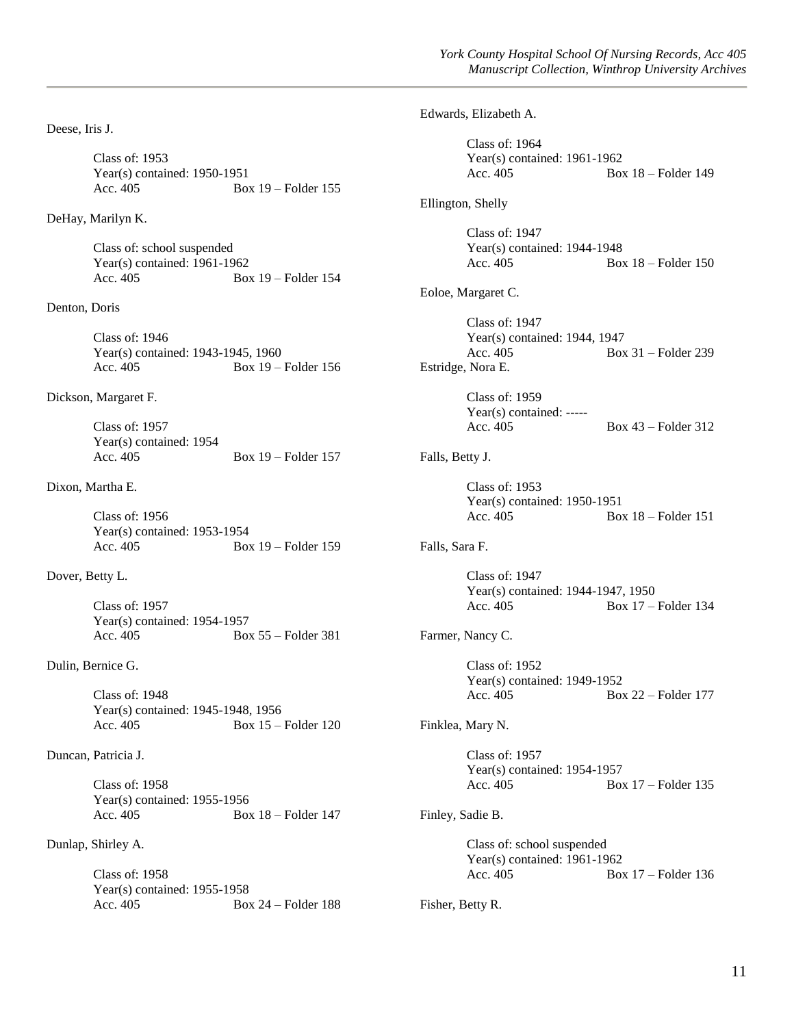Deese, Iris J.

Class of: 1953
Year(s) contained: 1950-1951
Acc. 405 Box 19 – Folder 155

DeHay, Marilyn K.

Class of: school suspended
Year(s) contained: 1961-1962
Acc. 405 Box 19 – Folder 154

Denton, Doris

Class of: 1946
Year(s) contained: 1943-1945, 1960
Acc. 405 Box 19 – Folder 156

Dickson, Margaret F.

Class of: 1957
Year(s) contained: 1954
Acc. 405 Box 19 – Folder 157

Dixon, Martha E.

Class of: 1956
Year(s) contained: 1953-1954
Acc. 405 Box 19 – Folder 159

Dover, Betty L.

Class of: 1957
Year(s) contained: 1954-1957
Acc. 405 Box 55 – Folder 381

Dulin, Bernice G.

Class of: 1948
Year(s) contained: 1945-1948, 1956
Acc. 405 Box 15 – Folder 120

Duncan, Patricia J.

Class of: 1958
Year(s) contained: 1955-1956
Acc. 405 Box 18 – Folder 147

Dunlap, Shirley A.

Class of: 1958
Year(s) contained: 1955-1958
Acc. 405 Box 24 – Folder 188

Edwards, Elizabeth A.

Class of: 1964
Year(s) contained: 1961-1962
Acc. 405 Box 18 – Folder 149

Ellington, Shelly

Class of: 1947
Year(s) contained: 1944-1948
Acc. 405 Box 18 – Folder 150

Eoloe, Margaret C.

Class of: 1947
Year(s) contained: 1944, 1947
Acc. 405 Box 31 – Folder 239

Estridge, Nora E.

Class of: 1959
Year(s) contained: -----
Acc. 405 Box 43 – Folder 312

Falls, Betty J.

Class of: 1953
Year(s) contained: 1950-1951
Acc. 405 Box 18 – Folder 151

Falls, Sara F.

Class of: 1947
Year(s) contained: 1944-1947, 1950
Acc. 405 Box 17 – Folder 134

Farmer, Nancy C.

Class of: 1952
Year(s) contained: 1949-1952
Acc. 405 Box 22 – Folder 177

Finklea, Mary N.

Class of: 1957
Year(s) contained: 1954-1957
Acc. 405 Box 17 – Folder 135

Finley, Sadie B.

Class of: school suspended
Year(s) contained: 1961-1962
Acc. 405 Box 17 – Folder 136

Fisher, Betty R.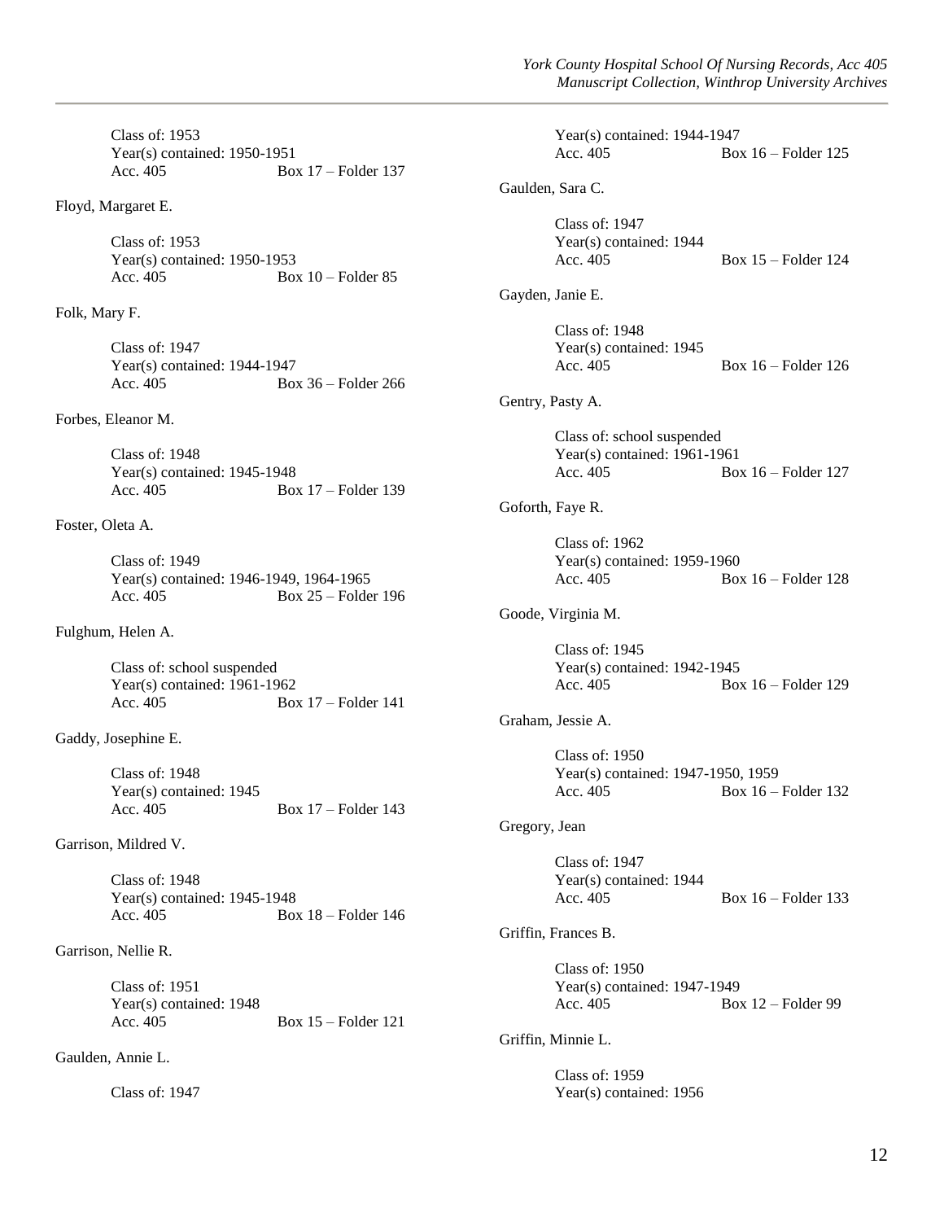Class of: 1953
Year(s) contained: 1950-1951
Acc. 405 Box 17 – Folder 137

Floyd, Margaret E.

Class of: 1953
Year(s) contained: 1950-1953
Acc. 405 Box 10 – Folder 85

Folk, Mary F.

Class of: 1947
Year(s) contained: 1944-1947
Acc. 405 Box 36 – Folder 266

Forbes, Eleanor M.

Class of: 1948
Year(s) contained: 1945-1948
Acc. 405 Box 17 – Folder 139

Foster, Oleta A.

Class of: 1949
Year(s) contained: 1946-1949, 1964-1965
Acc. 405 Box 25 – Folder 196

Fulghum, Helen A.

Class of: school suspended
Year(s) contained: 1961-1962
Acc. 405 Box 17 – Folder 141

Gaddy, Josephine E.

Class of: 1948
Year(s) contained: 1945
Acc. 405 Box 17 – Folder 143

Garrison, Mildred V.

Class of: 1948
Year(s) contained: 1945-1948
Acc. 405 Box 18 – Folder 146

Garrison, Nellie R.

Class of: 1951
Year(s) contained: 1948
Acc. 405 Box 15 – Folder 121

Gaulden, Annie L.

Class of: 1947
Year(s) contained: 1944-1947
Acc. 405 Box 16 – Folder 125

Gaulden, Sara C.

Class of: 1947
Year(s) contained: 1944
Acc. 405 Box 15 – Folder 124

Gayden, Janie E.

Class of: 1948
Year(s) contained: 1945
Acc. 405 Box 16 – Folder 126

Gentry, Pasty A.

Class of: school suspended
Year(s) contained: 1961-1961
Acc. 405 Box 16 – Folder 127

Goforth, Faye R.

Class of: 1962
Year(s) contained: 1959-1960
Acc. 405 Box 16 – Folder 128

Goode, Virginia M.

Class of: 1945
Year(s) contained: 1942-1945
Acc. 405 Box 16 – Folder 129

Graham, Jessie A.

Class of: 1950
Year(s) contained: 1947-1950, 1959
Acc. 405 Box 16 – Folder 132

Gregory, Jean

Class of: 1947
Year(s) contained: 1944
Acc. 405 Box 16 – Folder 133

Griffin, Frances B.

Class of: 1950
Year(s) contained: 1947-1949
Acc. 405 Box 12 – Folder 99

Griffin, Minnie L.

Class of: 1959
Year(s) contained: 1956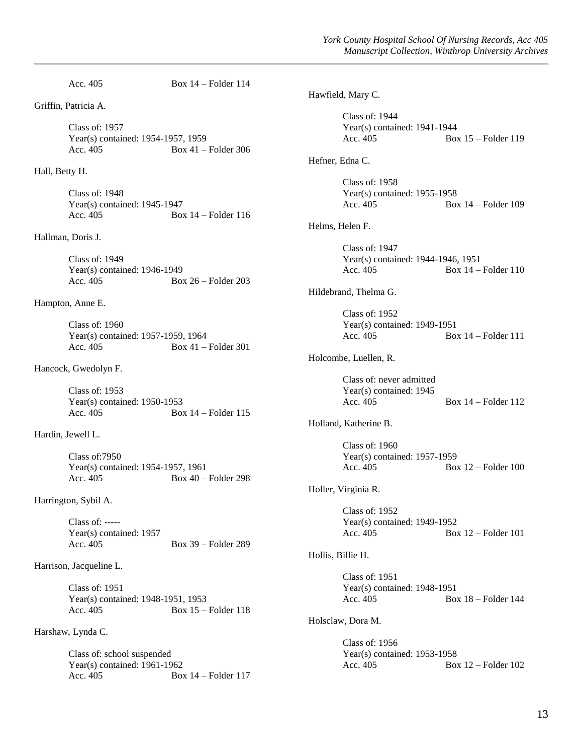Acc. 405 Box 14 – Folder 114

Griffin, Patricia A.

Class of: 1957
Year(s) contained: 1954-1957, 1959
Acc. 405 Box 41 – Folder 306

Hall, Betty H.

Class of: 1948
Year(s) contained: 1945-1947
Acc. 405 Box 14 – Folder 116

Hallman, Doris J.

Class of: 1949
Year(s) contained: 1946-1949
Acc. 405 Box 26 – Folder 203

Hampton, Anne E.

Class of: 1960
Year(s) contained: 1957-1959, 1964
Acc. 405 Box 41 – Folder 301

Hancock, Gwedolyn F.

Class of: 1953
Year(s) contained: 1950-1953
Acc. 405 Box 14 – Folder 115

Hardin, Jewell L.

Class of:7950
Year(s) contained: 1954-1957, 1961
Acc. 405 Box 40 – Folder 298

Harrington, Sybil A.

Class of: -----
Year(s) contained: 1957
Acc. 405 Box 39 – Folder 289

Harrison, Jacqueline L.

Class of: 1951
Year(s) contained: 1948-1951, 1953
Acc. 405 Box 15 – Folder 118

Harshaw, Lynda C.

Class of: school suspended
Year(s) contained: 1961-1962
Acc. 405 Box 14 – Folder 117

Hawfield, Mary C.

Class of: 1944
Year(s) contained: 1941-1944
Acc. 405 Box 15 – Folder 119

Hefner, Edna C.

Class of: 1958
Year(s) contained: 1955-1958
Acc. 405 Box 14 – Folder 109

Helms, Helen F.

Class of: 1947
Year(s) contained: 1944-1946, 1951
Acc. 405 Box 14 – Folder 110

Hildebrand, Thelma G.

Class of: 1952
Year(s) contained: 1949-1951
Acc. 405 Box 14 – Folder 111

Holcombe, Luellen, R.

Class of: never admitted
Year(s) contained: 1945
Acc. 405 Box 14 – Folder 112

Holland, Katherine B.

Class of: 1960
Year(s) contained: 1957-1959
Acc. 405 Box 12 – Folder 100

Holler, Virginia R.

Class of: 1952
Year(s) contained: 1949-1952
Acc. 405 Box 12 – Folder 101

Hollis, Billie H.

Class of: 1951
Year(s) contained: 1948-1951
Acc. 405 Box 18 – Folder 144

Holsclaw, Dora M.

Class of: 1956
Year(s) contained: 1953-1958
Acc. 405 Box 12 – Folder 102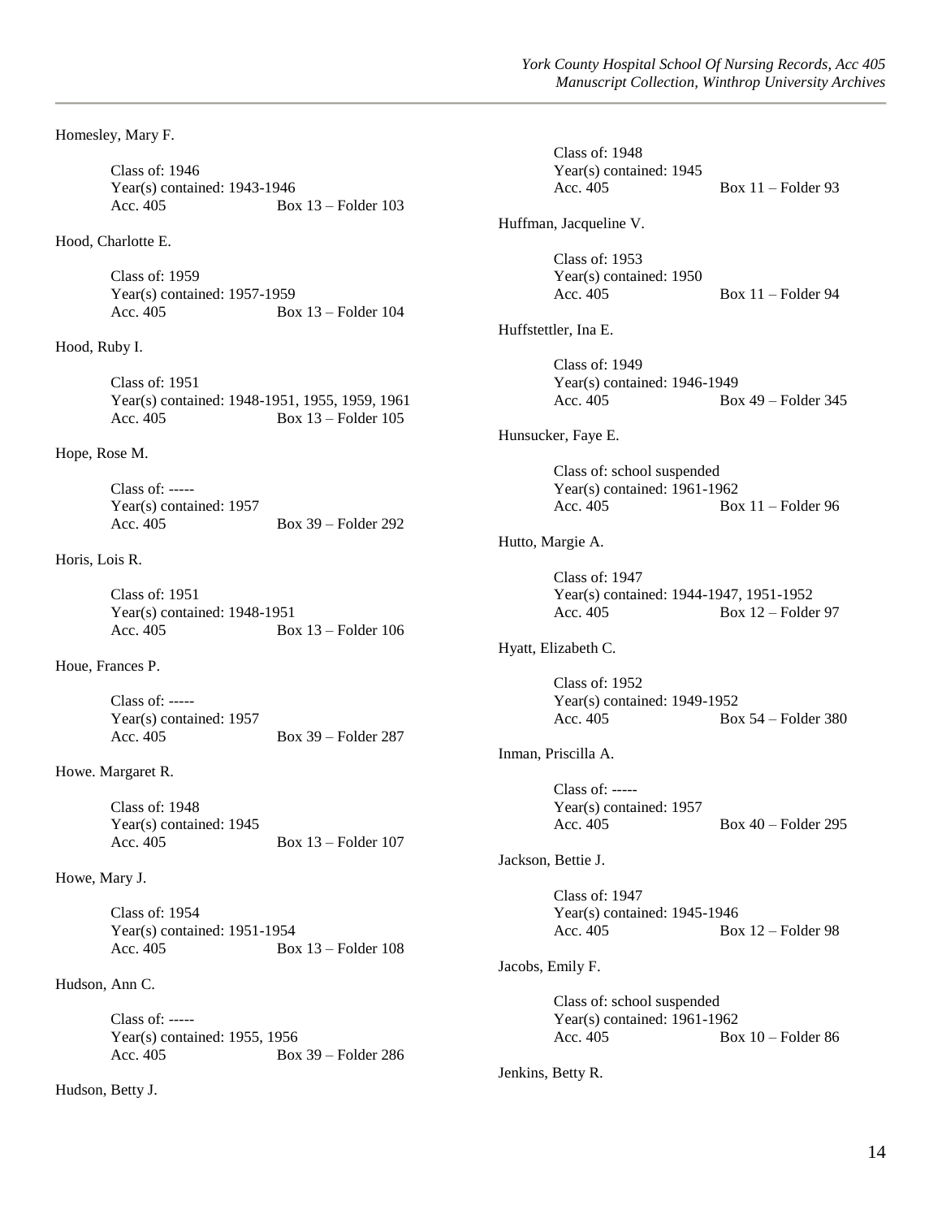Homesley, Mary F.

Class of: 1946
Year(s) contained: 1943-1946
Acc. 405 Box 13 – Folder 103

Hood, Charlotte E.

Class of: 1959
Year(s) contained: 1957-1959
Acc. 405 Box 13 – Folder 104

Hood, Ruby I.

Class of: 1951
Year(s) contained: 1948-1951, 1955, 1959, 1961
Acc. 405 Box 13 – Folder 105

Hope, Rose M.

Class of: -----
Year(s) contained: 1957
Acc. 405 Box 39 – Folder 292

Horis, Lois R.

Class of: 1951
Year(s) contained: 1948-1951
Acc. 405 Box 13 – Folder 106

Houe, Frances P.

Class of: -----
Year(s) contained: 1957
Acc. 405 Box 39 – Folder 287

Howe. Margaret R.

Class of: 1948
Year(s) contained: 1945
Acc. 405 Box 13 – Folder 107

Howe, Mary J.

Class of: 1954
Year(s) contained: 1951-1954
Acc. 405 Box 13 – Folder 108

Hudson, Ann C.

Class of: -----
Year(s) contained: 1955, 1956
Acc. 405 Box 39 – Folder 286

Hudson, Betty J.

Class of: 1948
Year(s) contained: 1945
Acc. 405 Box 11 – Folder 93

Huffman, Jacqueline V.

Class of: 1953
Year(s) contained: 1950
Acc. 405 Box 11 – Folder 94

Huffstettler, Ina E.

Class of: 1949
Year(s) contained: 1946-1949
Acc. 405 Box 49 – Folder 345

Hunsucker, Faye E.

Class of: school suspended
Year(s) contained: 1961-1962
Acc. 405 Box 11 – Folder 96

Hutto, Margie A.

Class of: 1947
Year(s) contained: 1944-1947, 1951-1952
Acc. 405 Box 12 – Folder 97

Hyatt, Elizabeth C.

Class of: 1952
Year(s) contained: 1949-1952
Acc. 405 Box 54 – Folder 380

Inman, Priscilla A.

Class of: -----
Year(s) contained: 1957
Acc. 405 Box 40 – Folder 295

Jackson, Bettie J.

Class of: 1947
Year(s) contained: 1945-1946
Acc. 405 Box 12 – Folder 98

Jacobs, Emily F.

Class of: school suspended
Year(s) contained: 1961-1962
Acc. 405 Box 10 – Folder 86

Jenkins, Betty R.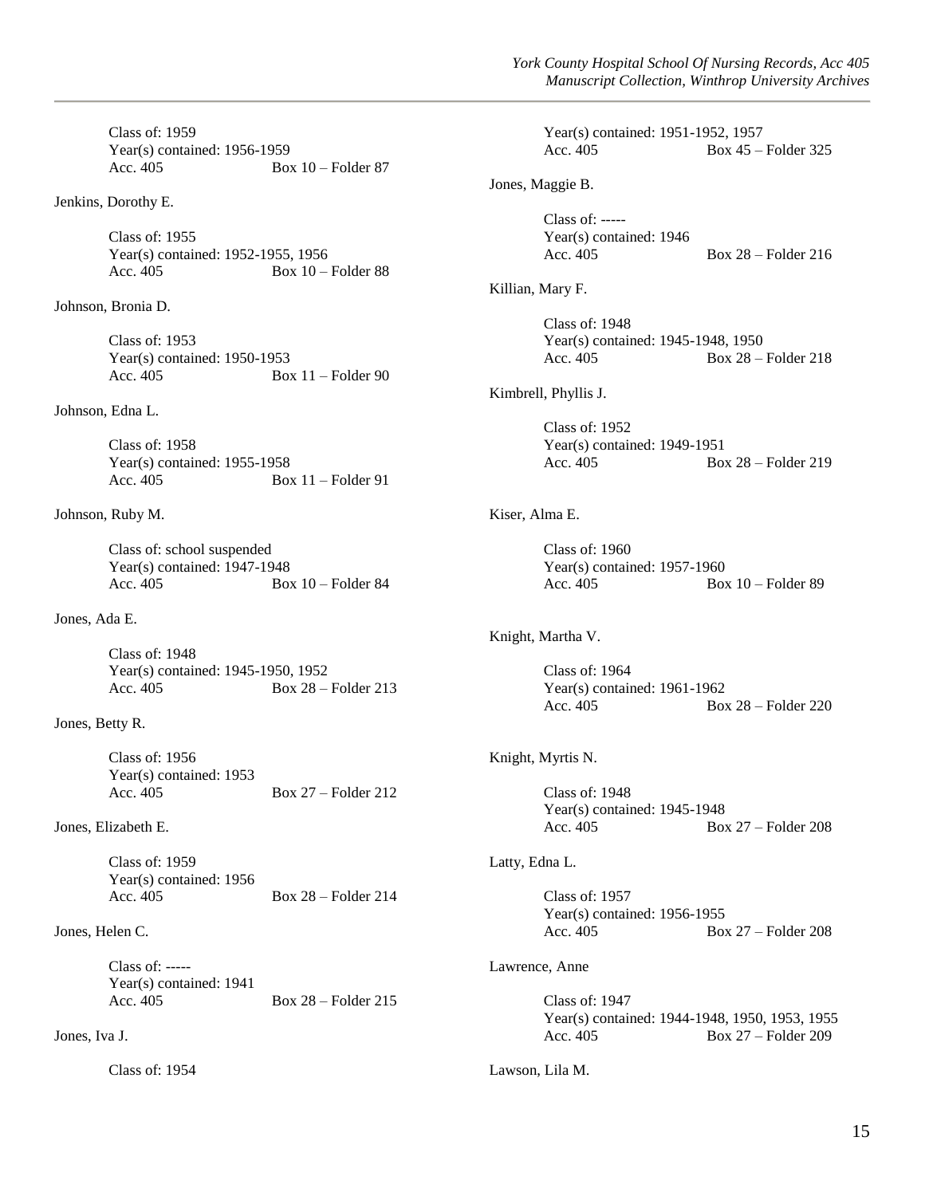Class of: 1959
Year(s) contained: 1956-1959
Acc. 405 Box 10 – Folder 87

Jenkins, Dorothy E.

Class of: 1955
Year(s) contained: 1952-1955, 1956
Acc. 405 Box 10 – Folder 88

Johnson, Bronia D.

Class of: 1953
Year(s) contained: 1950-1953
Acc. 405 Box 11 – Folder 90

Johnson, Edna L.

Class of: 1958
Year(s) contained: 1955-1958
Acc. 405 Box 11 – Folder 91

Johnson, Ruby M.

Class of: school suspended
Year(s) contained: 1947-1948
Acc. 405 Box 10 – Folder 84

Jones, Ada E.

Class of: 1948
Year(s) contained: 1945-1950, 1952
Acc. 405 Box 28 – Folder 213

Jones, Betty R.

Class of: 1956
Year(s) contained: 1953
Acc. 405 Box 27 – Folder 212

Jones, Elizabeth E.

Class of: 1959
Year(s) contained: 1956
Acc. 405 Box 28 – Folder 214

Jones, Helen C.

Class of: -----
Year(s) contained: 1941
Acc. 405 Box 28 – Folder 215

Jones, Iva J.

Class of: 1954
Year(s) contained: 1951-1952, 1957
Acc. 405 Box 45 – Folder 325

Jones, Maggie B.

Class of: -----
Year(s) contained: 1946
Acc. 405 Box 28 – Folder 216

Killian, Mary F.

Class of: 1948
Year(s) contained: 1945-1948, 1950
Acc. 405 Box 28 – Folder 218

Kimbrell, Phyllis J.

Class of: 1952
Year(s) contained: 1949-1951
Acc. 405 Box 28 – Folder 219

Kiser, Alma E.

Class of: 1960
Year(s) contained: 1957-1960
Acc. 405 Box 10 – Folder 89

Knight, Martha V.

Class of: 1964
Year(s) contained: 1961-1962
Acc. 405 Box 28 – Folder 220

Knight, Myrtis N.

Class of: 1948
Year(s) contained: 1945-1948
Acc. 405 Box 27 – Folder 208

Latty, Edna L.

Class of: 1957
Year(s) contained: 1956-1955
Acc. 405 Box 27 – Folder 208

Lawrence, Anne

Class of: 1947
Year(s) contained: 1944-1948, 1950, 1953, 1955
Acc. 405 Box 27 – Folder 209

Lawson, Lila M.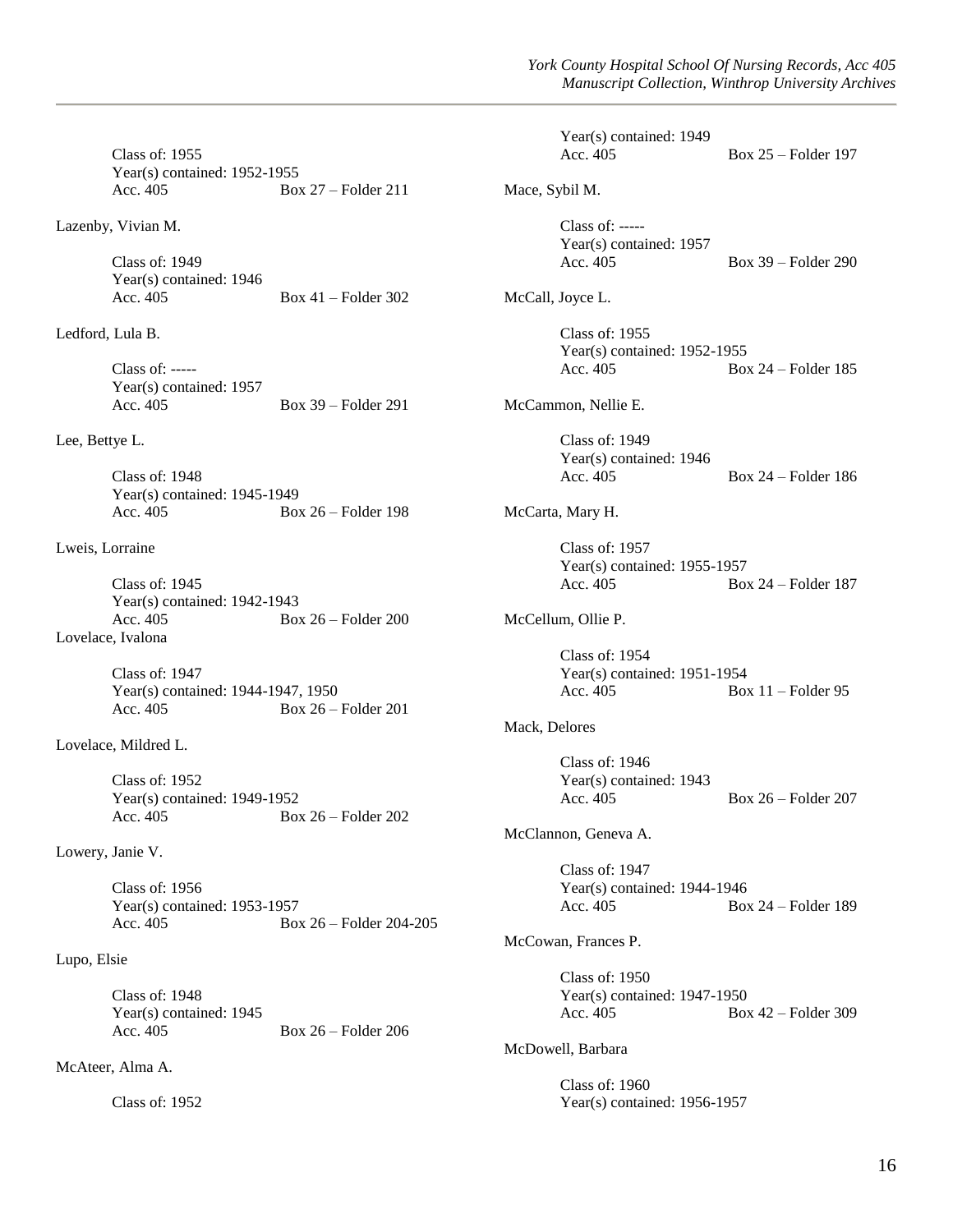Class of: 1955
Year(s) contained: 1952-1955
Acc. 405 Box 27 – Folder 211

Lazenby, Vivian M.

Class of: 1949
Year(s) contained: 1946
Acc. 405 Box 41 – Folder 302

Ledford, Lula B.

Class of: -----
Year(s) contained: 1957
Acc. 405 Box 39 – Folder 291

Lee, Bettye L.

Class of: 1948
Year(s) contained: 1945-1949
Acc. 405 Box 26 – Folder 198

Lweis, Lorraine

Class of: 1945
Year(s) contained: 1942-1943
Acc. 405 Box 26 – Folder 200

Lovelace, Ivalona

Class of: 1947
Year(s) contained: 1944-1947, 1950
Acc. 405 Box 26 – Folder 201

Lovelace, Mildred L.

Class of: 1952
Year(s) contained: 1949-1952
Acc. 405 Box 26 – Folder 202

Lowery, Janie V.

Class of: 1956
Year(s) contained: 1953-1957
Acc. 405 Box 26 – Folder 204-205

Lupo, Elsie

Class of: 1948
Year(s) contained: 1945
Acc. 405 Box 26 – Folder 206

McAteer, Alma A.

Class of: 1952
Year(s) contained: 1949
Acc. 405 Box 25 – Folder 197

Mace, Sybil M.

Class of: -----
Year(s) contained: 1957
Acc. 405 Box 39 – Folder 290

McCall, Joyce L.

Class of: 1955
Year(s) contained: 1952-1955
Acc. 405 Box 24 – Folder 185

McCammon, Nellie E.

Class of: 1949
Year(s) contained: 1946
Acc. 405 Box 24 – Folder 186

McCarta, Mary H.

Class of: 1957
Year(s) contained: 1955-1957
Acc. 405 Box 24 – Folder 187

McCellum, Ollie P.

Class of: 1954
Year(s) contained: 1951-1954
Acc. 405 Box 11 – Folder 95

Mack, Delores

Class of: 1946
Year(s) contained: 1943
Acc. 405 Box 26 – Folder 207

McClannon, Geneva A.

Class of: 1947
Year(s) contained: 1944-1946
Acc. 405 Box 24 – Folder 189

McCowan, Frances P.

Class of: 1950
Year(s) contained: 1947-1950
Acc. 405 Box 42 – Folder 309

McDowell, Barbara

Class of: 1960
Year(s) contained: 1956-1957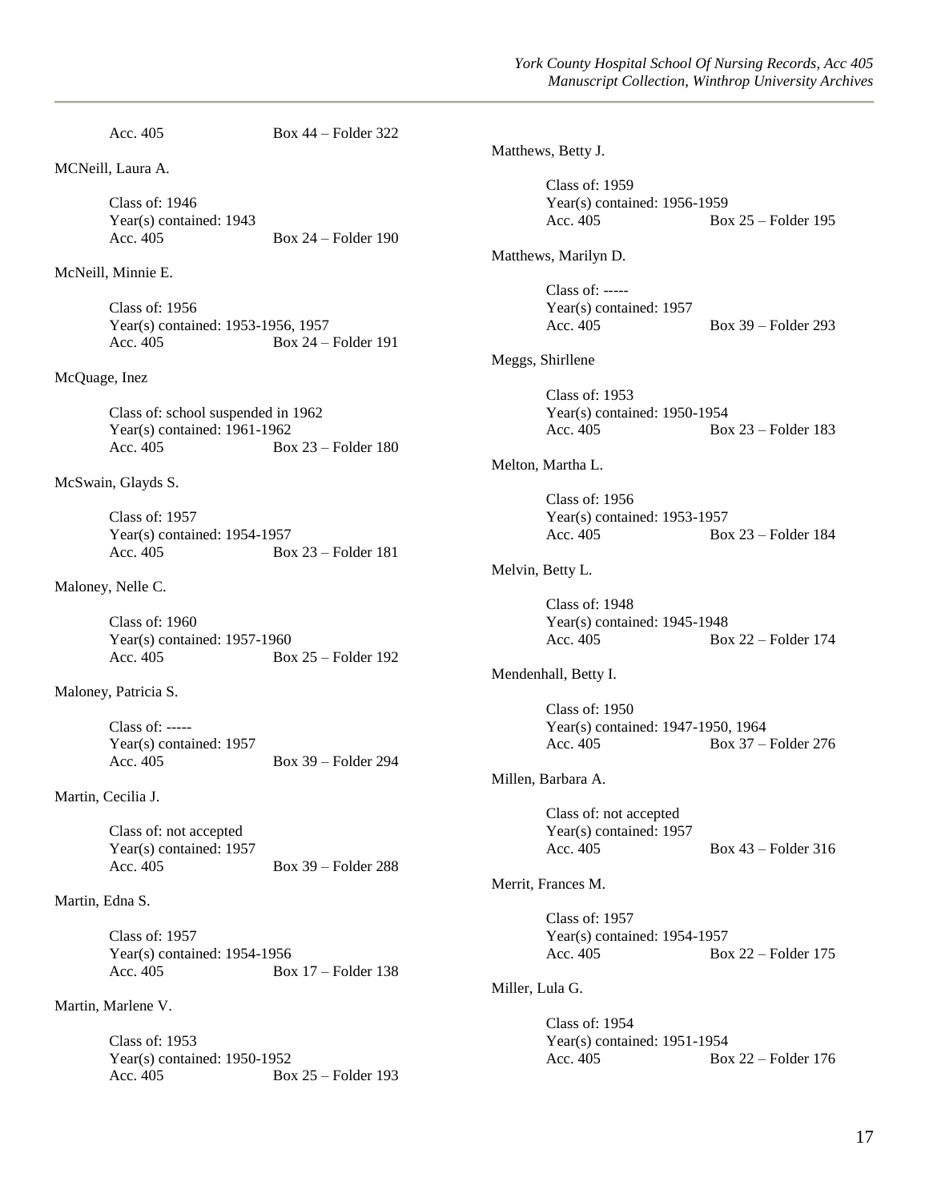Acc. 405 Box 44 – Folder 322

MCNeill, Laura A.

Class of: 1946
Year(s) contained: 1943
Acc. 405 Box 24 – Folder 190

McNeill, Minnie E.

Class of: 1956
Year(s) contained: 1953-1956, 1957
Acc. 405 Box 24 – Folder 191

McQuage, Inez

Class of: school suspended in 1962
Year(s) contained: 1961-1962
Acc. 405 Box 23 – Folder 180

McSwain, Glayds S.

Class of: 1957
Year(s) contained: 1954-1957
Acc. 405 Box 23 – Folder 181

Maloney, Nelle C.

Class of: 1960
Year(s) contained: 1957-1960
Acc. 405 Box 25 – Folder 192

Maloney, Patricia S.

Class of: -----
Year(s) contained: 1957
Acc. 405 Box 39 – Folder 294

Martin, Cecilia J.

Class of: not accepted
Year(s) contained: 1957
Acc. 405 Box 39 – Folder 288

Martin, Edna S.

Class of: 1957
Year(s) contained: 1954-1956
Acc. 405 Box 17 – Folder 138

Martin, Marlene V.

Class of: 1953
Year(s) contained: 1950-1952
Acc. 405 Box 25 – Folder 193

Matthews, Betty J.

Class of: 1959
Year(s) contained: 1956-1959
Acc. 405 Box 25 – Folder 195

Matthews, Marilyn D.

Class of: -----
Year(s) contained: 1957
Acc. 405 Box 39 – Folder 293

Meggs, Shirllene

Class of: 1953
Year(s) contained: 1950-1954
Acc. 405 Box 23 – Folder 183

Melton, Martha L.

Class of: 1956
Year(s) contained: 1953-1957
Acc. 405 Box 23 – Folder 184

Melvin, Betty L.

Class of: 1948
Year(s) contained: 1945-1948
Acc. 405 Box 22 – Folder 174

Mendenhall, Betty I.

Class of: 1950
Year(s) contained: 1947-1950, 1964
Acc. 405 Box 37 – Folder 276

Millen, Barbara A.

Class of: not accepted
Year(s) contained: 1957
Acc. 405 Box 43 – Folder 316

Merrit, Frances M.

Class of: 1957
Year(s) contained: 1954-1957
Acc. 405 Box 22 – Folder 175

Miller, Lula G.

Class of: 1954
Year(s) contained: 1951-1954
Acc. 405 Box 22 – Folder 176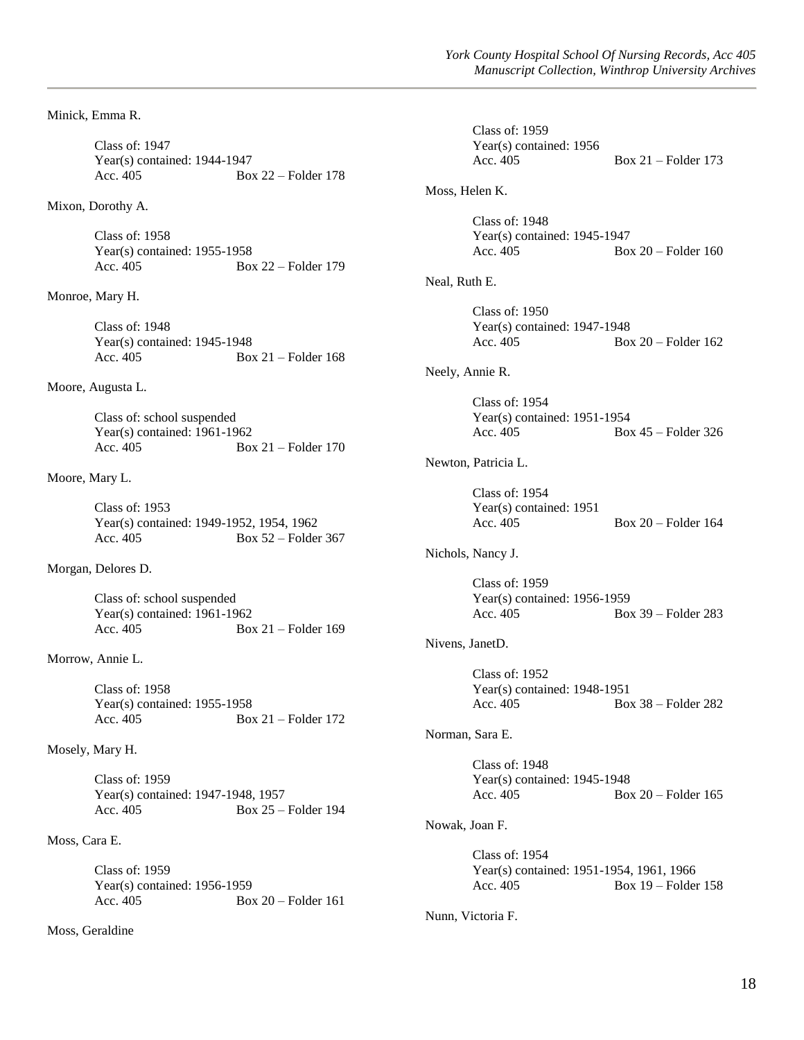Minick, Emma R.

Class of: 1947
Year(s) contained: 1944-1947
Acc. 405 Box 22 – Folder 178

Mixon, Dorothy A.

Class of: 1958
Year(s) contained: 1955-1958
Acc. 405 Box 22 – Folder 179

Monroe, Mary H.

Class of: 1948
Year(s) contained: 1945-1948
Acc. 405 Box 21 – Folder 168

Moore, Augusta L.

Class of: school suspended
Year(s) contained: 1961-1962
Acc. 405 Box 21 – Folder 170

Moore, Mary L.

Class of: 1953
Year(s) contained: 1949-1952, 1954, 1962
Acc. 405 Box 52 – Folder 367

Morgan, Delores D.

Class of: school suspended
Year(s) contained: 1961-1962
Acc. 405 Box 21 – Folder 169

Morrow, Annie L.

Class of: 1958
Year(s) contained: 1955-1958
Acc. 405 Box 21 – Folder 172

Mosely, Mary H.

Class of: 1959
Year(s) contained: 1947-1948, 1957
Acc. 405 Box 25 – Folder 194

Moss, Cara E.

Class of: 1959
Year(s) contained: 1956-1959
Acc. 405 Box 20 – Folder 161

Moss, Geraldine

Class of: 1959
Year(s) contained: 1956
Acc. 405 Box 21 – Folder 173

Moss, Helen K.

Class of: 1948
Year(s) contained: 1945-1947
Acc. 405 Box 20 – Folder 160

Neal, Ruth E.

Class of: 1950
Year(s) contained: 1947-1948
Acc. 405 Box 20 – Folder 162

Neely, Annie R.

Class of: 1954
Year(s) contained: 1951-1954
Acc. 405 Box 45 – Folder 326

Newton, Patricia L.

Class of: 1954
Year(s) contained: 1951
Acc. 405 Box 20 – Folder 164

Nichols, Nancy J.

Class of: 1959
Year(s) contained: 1956-1959
Acc. 405 Box 39 – Folder 283

Nivens, JanetD.

Class of: 1952
Year(s) contained: 1948-1951
Acc. 405 Box 38 – Folder 282

Norman, Sara E.

Class of: 1948
Year(s) contained: 1945-1948
Acc. 405 Box 20 – Folder 165

Nowak, Joan F.

Class of: 1954
Year(s) contained: 1951-1954, 1961, 1966
Acc. 405 Box 19 – Folder 158

Nunn, Victoria F.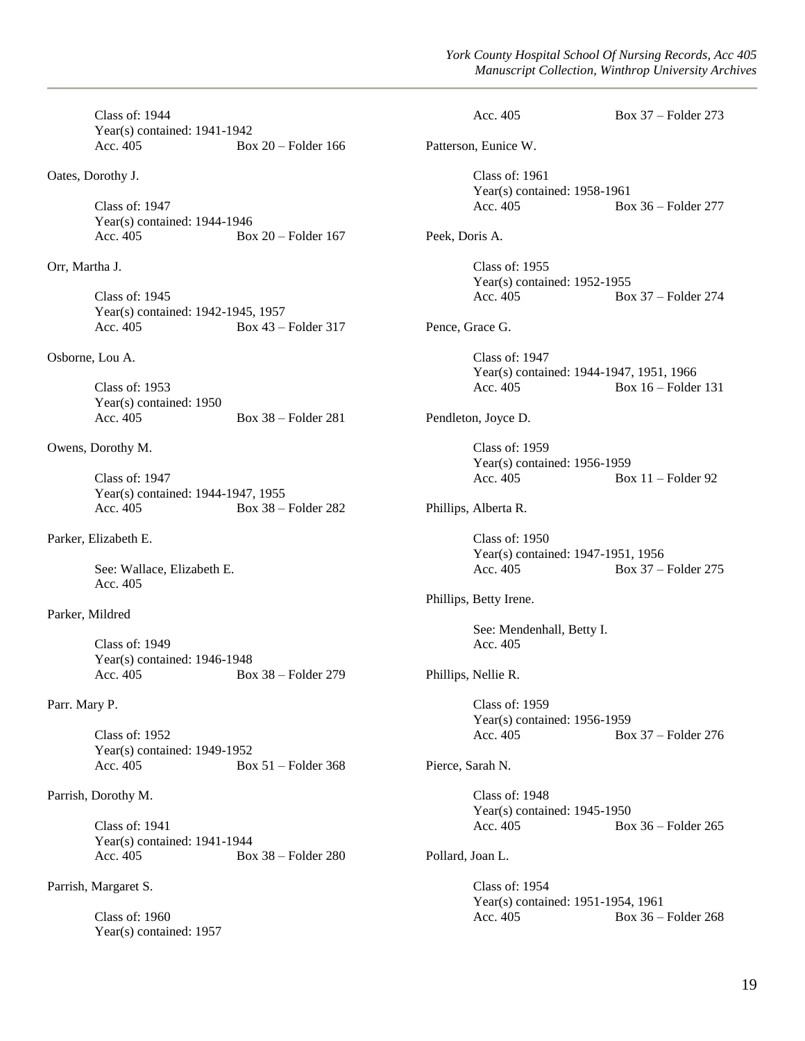Class of: 1944
Year(s) contained: 1941-1942
Acc. 405 Box 20 – Folder 166

Oates, Dorothy J.

Class of: 1947
Year(s) contained: 1944-1946
Acc. 405 Box 20 – Folder 167

Orr, Martha J.

Class of: 1945
Year(s) contained: 1942-1945, 1957
Acc. 405 Box 43 – Folder 317

Osborne, Lou A.

Class of: 1953
Year(s) contained: 1950
Acc. 405 Box 38 – Folder 281

Owens, Dorothy M.

Class of: 1947
Year(s) contained: 1944-1947, 1955
Acc. 405 Box 38 – Folder 282

Parker, Elizabeth E.

See: Wallace, Elizabeth E.
Acc. 405

Parker, Mildred

Class of: 1949
Year(s) contained: 1946-1948
Acc. 405 Box 38 – Folder 279

Parr. Mary P.

Class of: 1952
Year(s) contained: 1949-1952
Acc. 405 Box 51 – Folder 368

Parrish, Dorothy M.

Class of: 1941
Year(s) contained: 1941-1944
Acc. 405 Box 38 – Folder 280

Parrish, Margaret S.

Class of: 1960
Year(s) contained: 1957
Acc. 405 Box 37 – Folder 273

Patterson, Eunice W.

Class of: 1961
Year(s) contained: 1958-1961
Acc. 405 Box 36 – Folder 277

Peek, Doris A.

Class of: 1955
Year(s) contained: 1952-1955
Acc. 405 Box 37 – Folder 274

Pence, Grace G.

Class of: 1947
Year(s) contained: 1944-1947, 1951, 1966
Acc. 405 Box 16 – Folder 131

Pendleton, Joyce D.

Class of: 1959
Year(s) contained: 1956-1959
Acc. 405 Box 11 – Folder 92

Phillips, Alberta R.

Class of: 1950
Year(s) contained: 1947-1951, 1956
Acc. 405 Box 37 – Folder 275

Phillips, Betty Irene.

See: Mendenhall, Betty I.
Acc. 405

Phillips, Nellie R.

Class of: 1959
Year(s) contained: 1956-1959
Acc. 405 Box 37 – Folder 276

Pierce, Sarah N.

Class of: 1948
Year(s) contained: 1945-1950
Acc. 405 Box 36 – Folder 265

Pollard, Joan L.

Class of: 1954
Year(s) contained: 1951-1954, 1961
Acc. 405 Box 36 – Folder 268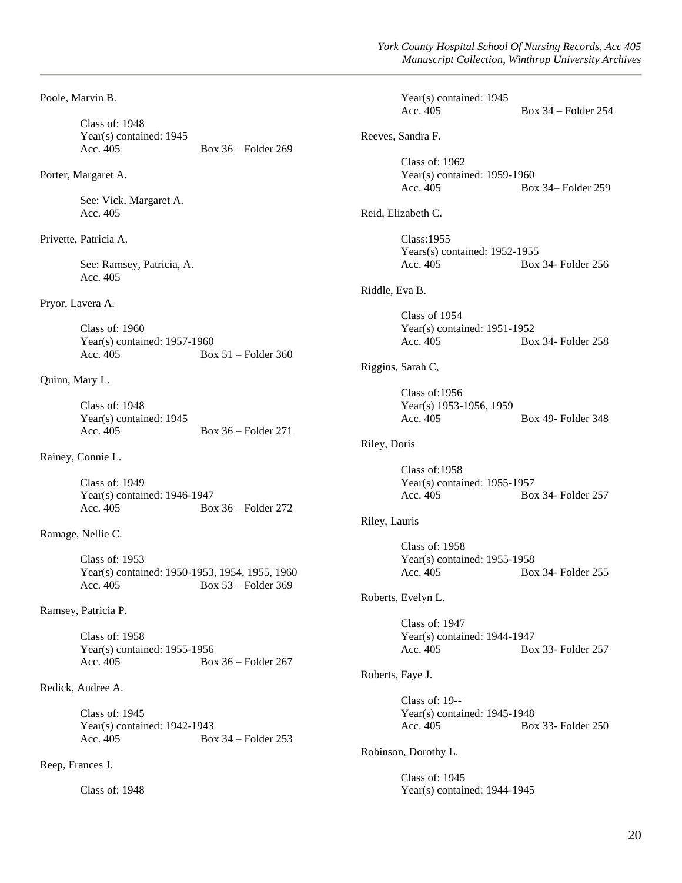Poole, Marvin B.

Class of: 1948
Year(s) contained: 1945
Acc. 405 Box 36 – Folder 269

Porter, Margaret A.

See: Vick, Margaret A.
Acc. 405

Privette, Patricia A.

See: Ramsey, Patricia, A.
Acc. 405

Pryor, Lavera A.

Class of: 1960
Year(s) contained: 1957-1960
Acc. 405 Box 51 – Folder 360

Quinn, Mary L.

Class of: 1948
Year(s) contained: 1945
Acc. 405 Box 36 – Folder 271

Rainey, Connie L.

Class of: 1949
Year(s) contained: 1946-1947
Acc. 405 Box 36 – Folder 272

Ramage, Nellie C.

Class of: 1953
Year(s) contained: 1950-1953, 1954, 1955, 1960
Acc. 405 Box 53 – Folder 369

Ramsey, Patricia P.

Class of: 1958
Year(s) contained: 1955-1956
Acc. 405 Box 36 – Folder 267

Redick, Audree A.

Class of: 1945
Year(s) contained: 1942-1943
Acc. 405 Box 34 – Folder 253

Reep, Frances J.

Class of: 1948
Year(s) contained: 1945
Acc. 405 Box 34 – Folder 254

Reeves, Sandra F.

Class of: 1962
Year(s) contained: 1959-1960
Acc. 405 Box 34– Folder 259

Reid, Elizabeth C.

Class:1955
Years(s) contained: 1952-1955
Acc. 405 Box 34- Folder 256

Riddle, Eva B.

Class of 1954
Year(s) contained: 1951-1952
Acc. 405 Box 34- Folder 258

Riggins, Sarah C,

Class of:1956
Year(s) 1953-1956, 1959
Acc. 405 Box 49- Folder 348

Riley, Doris

Class of:1958
Year(s) contained: 1955-1957
Acc. 405 Box 34- Folder 257

Riley, Lauris

Class of: 1958
Year(s) contained: 1955-1958
Acc. 405 Box 34- Folder 255

Roberts, Evelyn L.

Class of: 1947
Year(s) contained: 1944-1947
Acc. 405 Box 33- Folder 257

Roberts, Faye J.

Class of: 19--
Year(s) contained: 1945-1948
Acc. 405 Box 33- Folder 250

Robinson, Dorothy L.

Class of: 1945
Year(s) contained: 1944-1945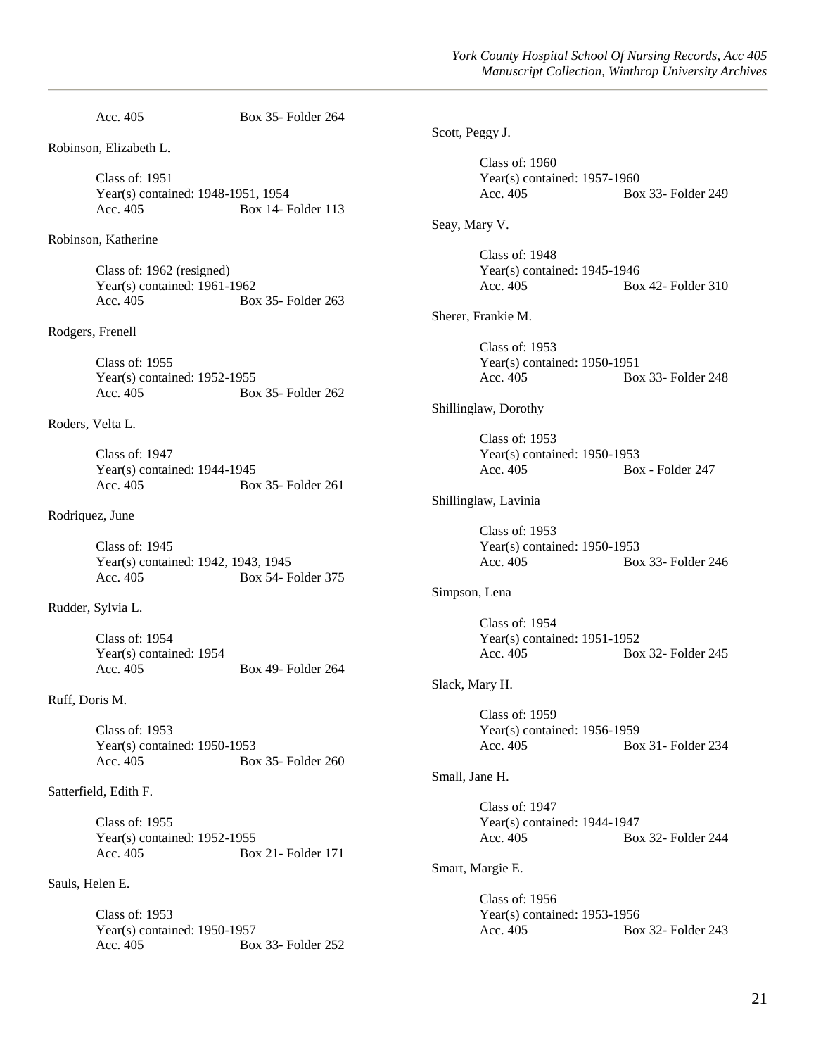Acc. 405 Box 35- Folder 264

Robinson, Elizabeth L.

Class of: 1951
Year(s) contained: 1948-1951, 1954
Acc. 405 Box 14- Folder 113

Robinson, Katherine

Class of: 1962 (resigned)
Year(s) contained: 1961-1962
Acc. 405 Box 35- Folder 263

Rodgers, Frenell

Class of: 1955
Year(s) contained: 1952-1955
Acc. 405 Box 35- Folder 262

Roders, Velta L.

Class of: 1947
Year(s) contained: 1944-1945
Acc. 405 Box 35- Folder 261

Rodriquez, June

Class of: 1945
Year(s) contained: 1942, 1943, 1945
Acc. 405 Box 54- Folder 375

Rudder, Sylvia L.

Class of: 1954
Year(s) contained: 1954
Acc. 405 Box 49- Folder 264

Ruff, Doris M.

Class of: 1953
Year(s) contained: 1950-1953
Acc. 405 Box 35- Folder 260

Satterfield, Edith F.

Class of: 1955
Year(s) contained: 1952-1955
Acc. 405 Box 21- Folder 171

Sauls, Helen E.

Class of: 1953
Year(s) contained: 1950-1957
Acc. 405 Box 33- Folder 252

Scott, Peggy J.

Class of: 1960
Year(s) contained: 1957-1960
Acc. 405 Box 33- Folder 249

Seay, Mary V.

Class of: 1948
Year(s) contained: 1945-1946
Acc. 405 Box 42- Folder 310

Sherer, Frankie M.

Class of: 1953
Year(s) contained: 1950-1951
Acc. 405 Box 33- Folder 248

Shillinglaw, Dorothy

Class of: 1953
Year(s) contained: 1950-1953
Acc. 405 Box - Folder 247

Shillinglaw, Lavinia

Class of: 1953
Year(s) contained: 1950-1953
Acc. 405 Box 33- Folder 246

Simpson, Lena

Class of: 1954
Year(s) contained: 1951-1952
Acc. 405 Box 32- Folder 245

Slack, Mary H.

Class of: 1959
Year(s) contained: 1956-1959
Acc. 405 Box 31- Folder 234

Small, Jane H.

Class of: 1947
Year(s) contained: 1944-1947
Acc. 405 Box 32- Folder 244

Smart, Margie E.

Class of: 1956
Year(s) contained: 1953-1956
Acc. 405 Box 32- Folder 243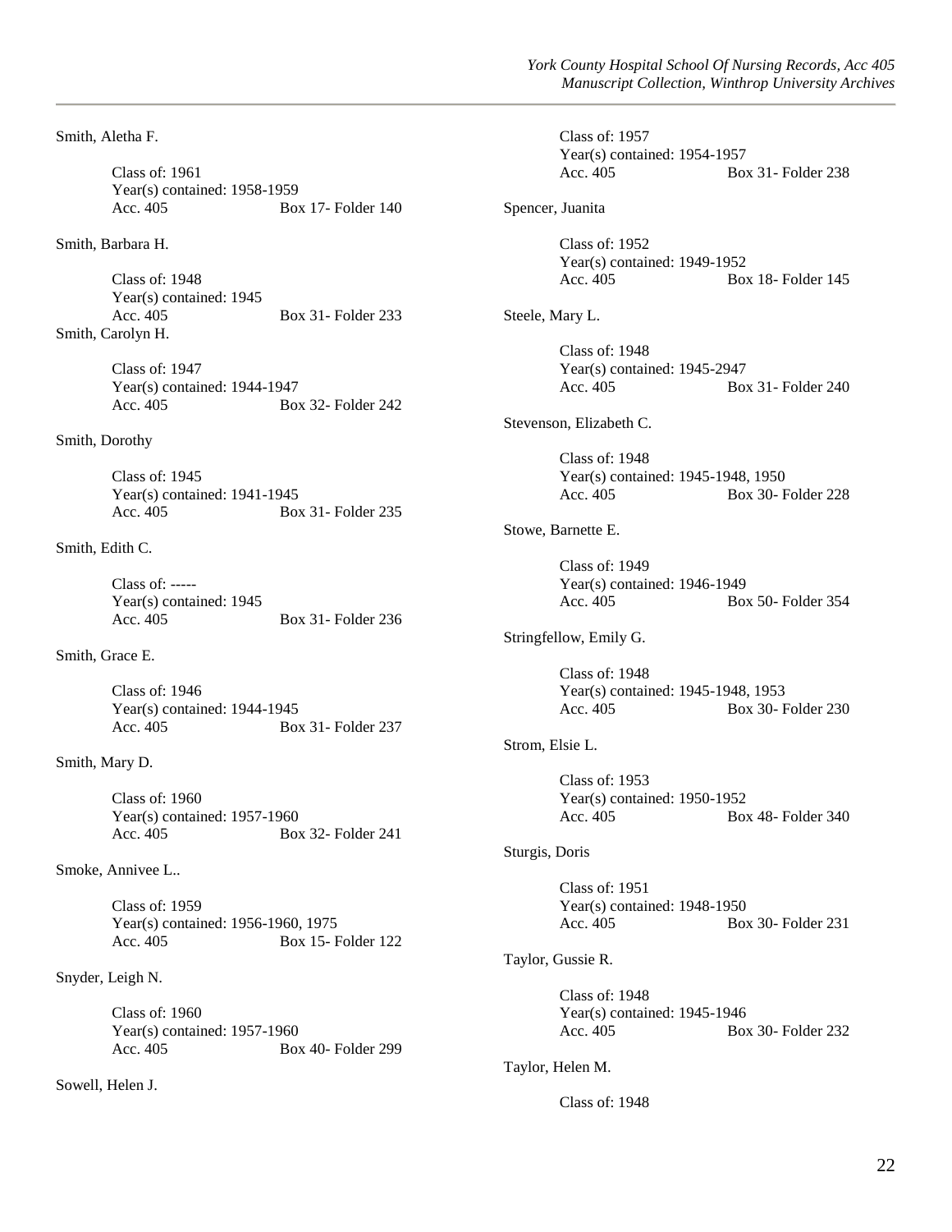Smith, Aletha F.

Class of: 1961
Year(s) contained: 1958-1959
Acc. 405 Box 17- Folder 140

Smith, Barbara H.

Class of: 1948
Year(s) contained: 1945
Acc. 405 Box 31- Folder 233

Smith, Carolyn H.

Class of: 1947
Year(s) contained: 1944-1947
Acc. 405 Box 32- Folder 242

Smith, Dorothy

Class of: 1945
Year(s) contained: 1941-1945
Acc. 405 Box 31- Folder 235

Smith, Edith C.

Class of: -----
Year(s) contained: 1945
Acc. 405 Box 31- Folder 236

Smith, Grace E.

Class of: 1946
Year(s) contained: 1944-1945
Acc. 405 Box 31- Folder 237

Smith, Mary D.

Class of: 1960
Year(s) contained: 1957-1960
Acc. 405 Box 32- Folder 241

Smoke, Annivee L..

Class of: 1959
Year(s) contained: 1956-1960, 1975
Acc. 405 Box 15- Folder 122

Snyder, Leigh N.

Class of: 1960
Year(s) contained: 1957-1960
Acc. 405 Box 40- Folder 299

Sowell, Helen J.

Class of: 1957
Year(s) contained: 1954-1957
Acc. 405 Box 31- Folder 238

Spencer, Juanita

Class of: 1952
Year(s) contained: 1949-1952
Acc. 405 Box 18- Folder 145

Steele, Mary L.

Class of: 1948
Year(s) contained: 1945-2947
Acc. 405 Box 31- Folder 240

Stevenson, Elizabeth C.

Class of: 1948
Year(s) contained: 1945-1948, 1950
Acc. 405 Box 30- Folder 228

Stowe, Barnette E.

Class of: 1949
Year(s) contained: 1946-1949
Acc. 405 Box 50- Folder 354

Stringfellow, Emily G.

Class of: 1948
Year(s) contained: 1945-1948, 1953
Acc. 405 Box 30- Folder 230

Strom, Elsie L.

Class of: 1953
Year(s) contained: 1950-1952
Acc. 405 Box 48- Folder 340

Sturgis, Doris

Class of: 1951
Year(s) contained: 1948-1950
Acc. 405 Box 30- Folder 231

Taylor, Gussie R.

Class of: 1948
Year(s) contained: 1945-1946
Acc. 405 Box 30- Folder 232

Taylor, Helen M.

Class of: 1948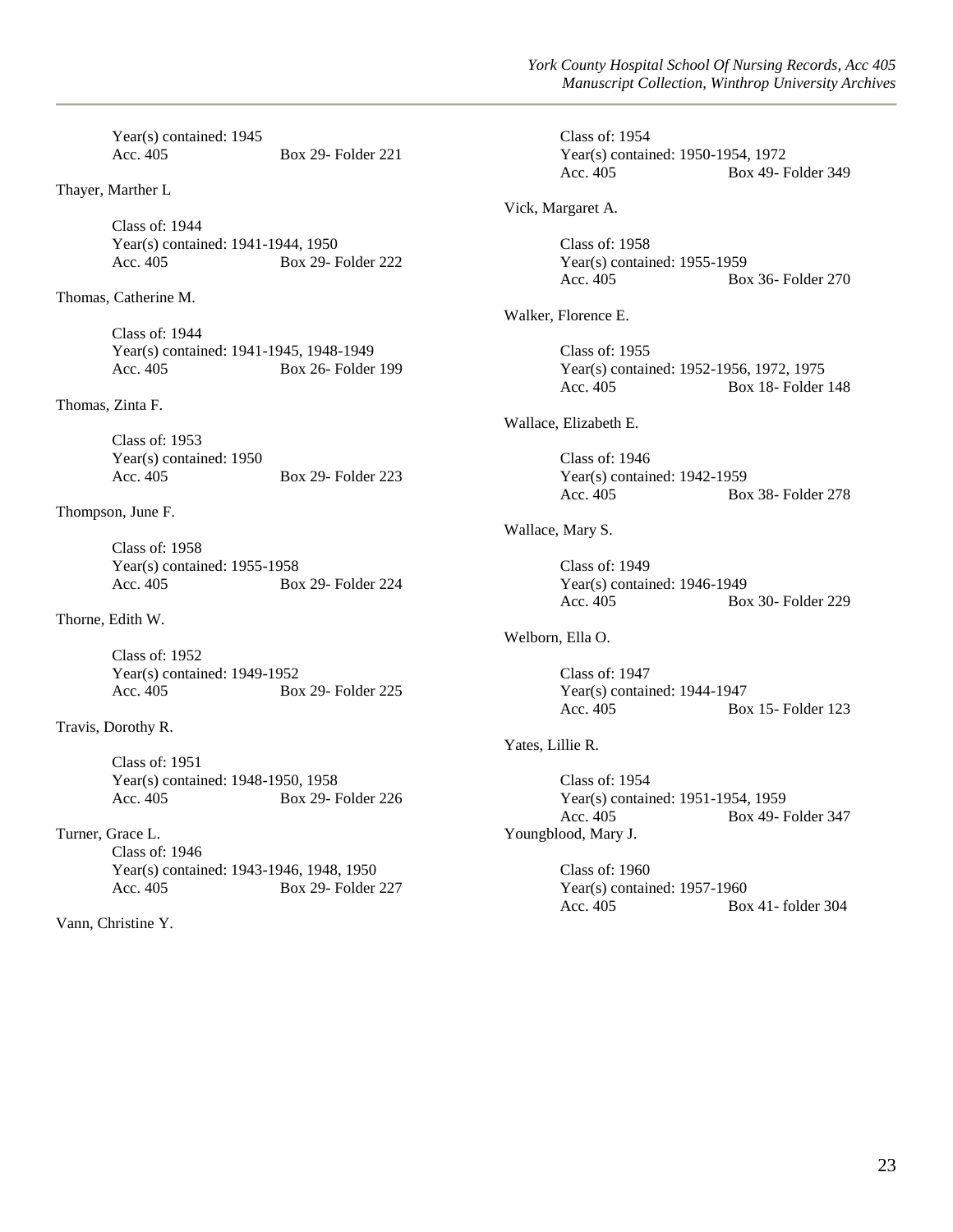Year(s) contained: 1945
Acc. 405 Box 29- Folder 221

Thayer, Marther L

Class of: 1944
Year(s) contained: 1941-1944, 1950
Acc. 405 Box 29- Folder 222

Thomas, Catherine M.

Class of: 1944
Year(s) contained: 1941-1945, 1948-1949
Acc. 405 Box 26- Folder 199

Thomas, Zinta F.

Class of: 1953
Year(s) contained: 1950
Acc. 405 Box 29- Folder 223

Thompson, June F.

Class of: 1958
Year(s) contained: 1955-1958
Acc. 405 Box 29- Folder 224

Thorne, Edith W.

Class of: 1952
Year(s) contained: 1949-1952
Acc. 405 Box 29- Folder 225

Travis, Dorothy R.

Class of: 1951
Year(s) contained: 1948-1950, 1958
Acc. 405 Box 29- Folder 226

Turner, Grace L.

Class of: 1946
Year(s) contained: 1943-1946, 1948, 1950
Acc. 405 Box 29- Folder 227

Vann, Christine Y.

Class of: 1954
Year(s) contained: 1950-1954, 1972
Acc. 405 Box 49- Folder 349

Vick, Margaret A.

Class of: 1958
Year(s) contained: 1955-1959
Acc. 405 Box 36- Folder 270

Walker, Florence E.

Class of: 1955
Year(s) contained: 1952-1956, 1972, 1975
Acc. 405 Box 18- Folder 148

Wallace, Elizabeth E.

Class of: 1946
Year(s) contained: 1942-1959
Acc. 405 Box 38- Folder 278

Wallace, Mary S.

Class of: 1949
Year(s) contained: 1946-1949
Acc. 405 Box 30- Folder 229

Welborn, Ella O.

Class of: 1947
Year(s) contained: 1944-1947
Acc. 405 Box 15- Folder 123

Yates, Lillie R.

Class of: 1954
Year(s) contained: 1951-1954, 1959
Acc. 405 Box 49- Folder 347

Youngblood, Mary J.

Class of: 1960
Year(s) contained: 1957-1960
Acc. 405 Box 41- folder 304